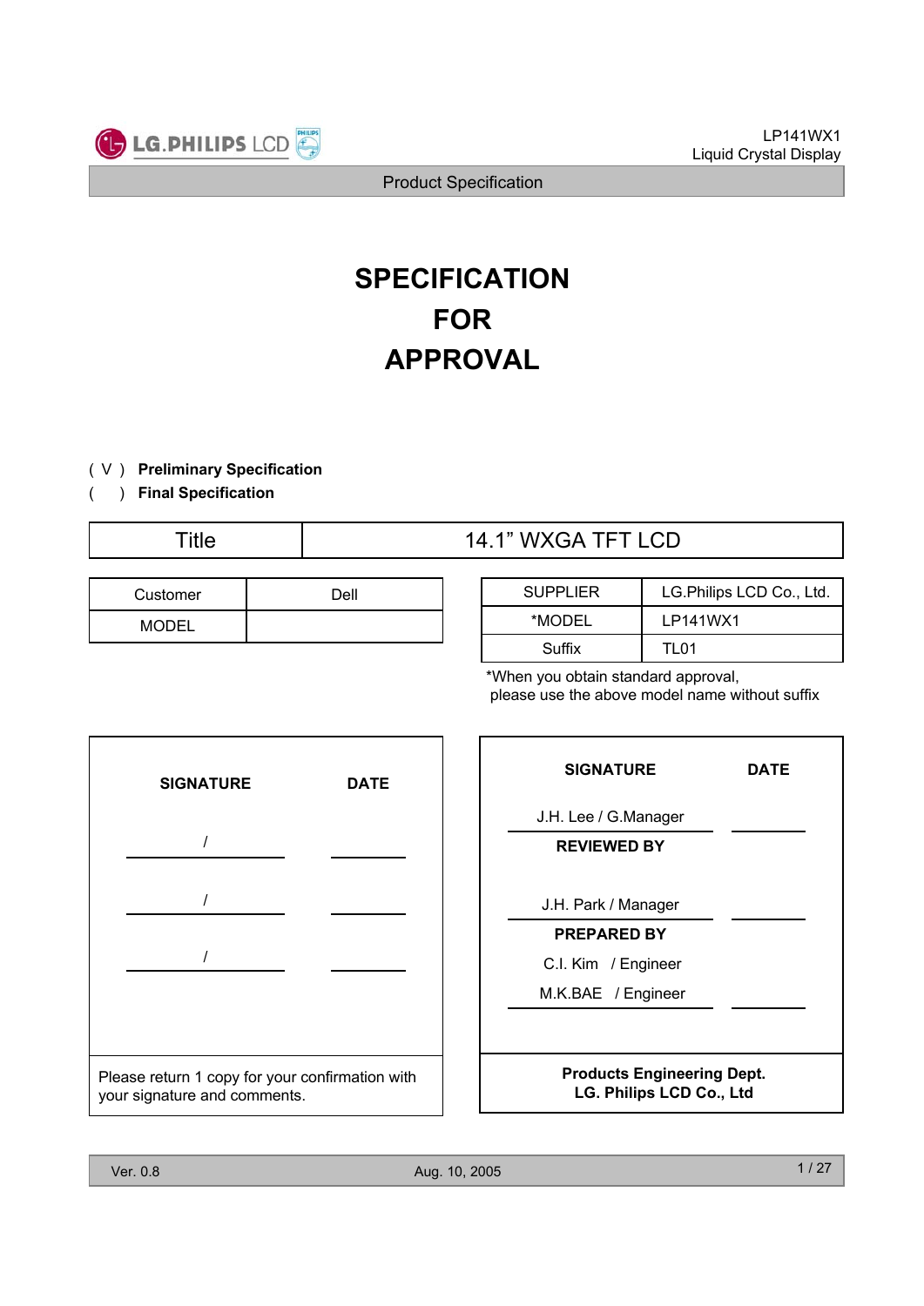# SPECIFICATION FOR APPROVAL

( V ) **Preliminary Specification**

(   ) **Final Specification**

| Title | 14.1" WXGA TFT LCD |
|---|---|

| Customer | Dell |
|---|---|
| MODEL | |

| SUPPLIER | LG.Philips LCD Co., Ltd. |
|---|---|
| *MODEL | LP141WX1 |
| Suffix | TL01 |

*When you obtain standard approval, please use the above model name without suffix

| SIGNATURE | DATE |
|---|---|
| / | |
| / | |
| / | |

Please return 1 copy for your confirmation with your signature and comments.

| SIGNATURE | DATE |
|---|---|
| J.H. Lee / G.Manager | |
| **REVIEWED BY** | |
| J.H. Park / Manager | |
| **PREPARED BY** | |
| C.I. Kim / Engineer<br>M.K.BAE / Engineer | |

**Products Engineering Dept.**
**LG. Philips LCD Co., Ltd**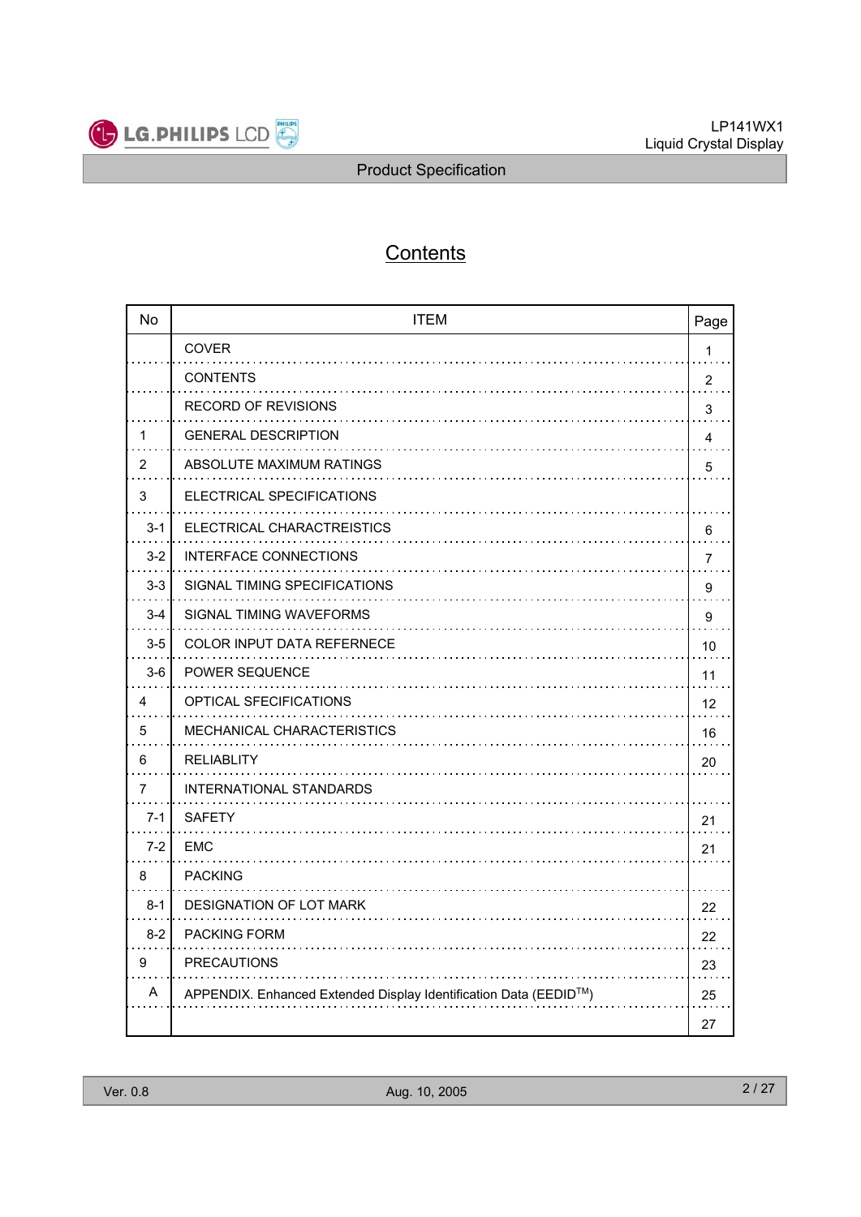# Contents

| No | ITEM | Page |
|---|---|---|
| | COVER | 1 |
| | CONTENTS | 2 |
| | RECORD OF REVISIONS | 3 |
| 1 | GENERAL DESCRIPTION | 4 |
| 2 | ABSOLUTE MAXIMUM RATINGS | 5 |
| 3 | ELECTRICAL SPECIFICATIONS | |
| 3-1 | ELECTRICAL CHARACTREISTICS | 6 |
| 3-2 | INTERFACE CONNECTIONS | 7 |
| 3-3 | SIGNAL TIMING SPECIFICATIONS | 9 |
| 3-4 | SIGNAL TIMING WAVEFORMS | 9 |
| 3-5 | COLOR INPUT DATA REFERNECE | 10 |
| 3-6 | POWER SEQUENCE | 11 |
| 4 | OPTICAL SFECIFICATIONS | 12 |
| 5 | MECHANICAL CHARACTERISTICS | 16 |
| 6 | RELIABLITY | 20 |
| 7 | INTERNATIONAL STANDARDS | |
| 7-1 | SAFETY | 21 |
| 7-2 | EMC | 21 |
| 8 | PACKING | |
| 8-1 | DESIGNATION OF LOT MARK | 22 |
| 8-2 | PACKING FORM | 22 |
| 9 | PRECAUTIONS | 23 |
| A | APPENDIX. Enhanced Extended Display Identification Data (EEDID™) | 25 |
| | | 27 |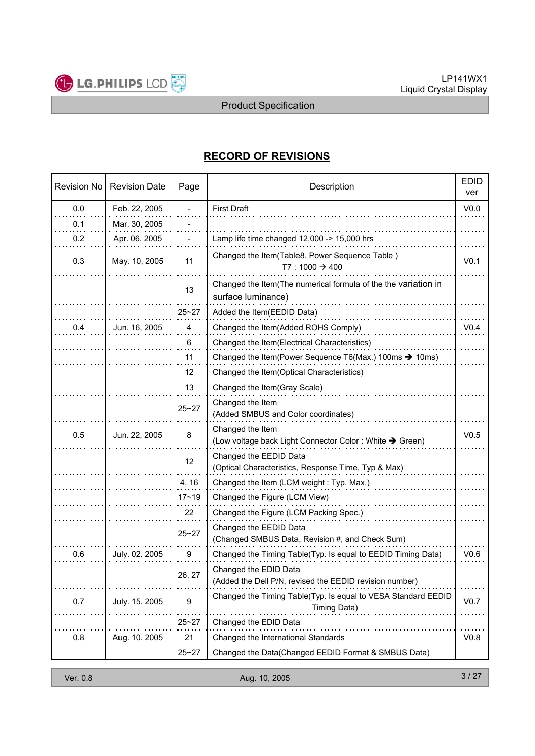## RECORD OF REVISIONS

| Revision No | Revision Date | Page | Description | EDID ver |
|---|---|---|---|---|
| 0.0 | Feb. 22, 2005 | - | First Draft | V0.0 |
| 0.1 | Mar. 30, 2005 | - | | |
| 0.2 | Apr. 06, 2005 | - | Lamp life time changed 12,000 -> 15,000 hrs | |
| 0.3 | May. 10, 2005 | 11 | Changed the Item(Table8. Power Sequence Table ) T7 : 1000 → 400 | V0.1 |
| | | 13 | Changed the Item(The numerical formula of the the variation in surface luminance) | |
| | | 25~27 | Added the Item(EEDID Data) | |
| 0.4 | Jun. 16, 2005 | 4 | Changed the Item(Added ROHS Comply) | V0.4 |
| | | 6 | Changed the Item(Electrical Characteristics) | |
| | | 11 | Changed the Item(Power Sequence T6(Max.) 100ms ➔ 10ms) | |
| | | 12 | Changed the Item(Optical Characteristics) | |
| | | 13 | Changed the Item(Gray Scale) | |
| | | 25~27 | Changed the Item (Added SMBUS and Color coordinates) | |
| 0.5 | Jun. 22, 2005 | 8 | Changed the Item (Low voltage back Light Connector Color : White ➔ Green) | V0.5 |
| | | 12 | Changed the EEDID Data (Optical Characteristics, Response Time, Typ & Max) | |
| | | 4, 16 | Changed the Item (LCM weight : Typ. Max.) | |
| | | 17~19 | Changed the Figure (LCM View) | |
| | | 22 | Changed the Figure (LCM Packing Spec.) | |
| | | 25~27 | Changed the EEDID Data (Changed SMBUS Data, Revision #, and Check Sum) | |
| 0.6 | July. 02. 2005 | 9 | Changed the Timing Table(Typ. Is equal to EEDID Timing Data) | V0.6 |
| | | 26, 27 | Changed the EDID Data (Added the Dell P/N, revised the EEDID revision number) | |
| 0.7 | July. 15. 2005 | 9 | Changed the Timing Table(Typ. Is equal to VESA Standard EEDID Timing Data) | V0.7 |
| | | 25~27 | Changed the EDID Data | |
| 0.8 | Aug. 10. 2005 | 21 | Changed the International Standards | V0.8 |
| | | 25~27 | Changed the Data(Changed EEDID Format & SMBUS Data) | |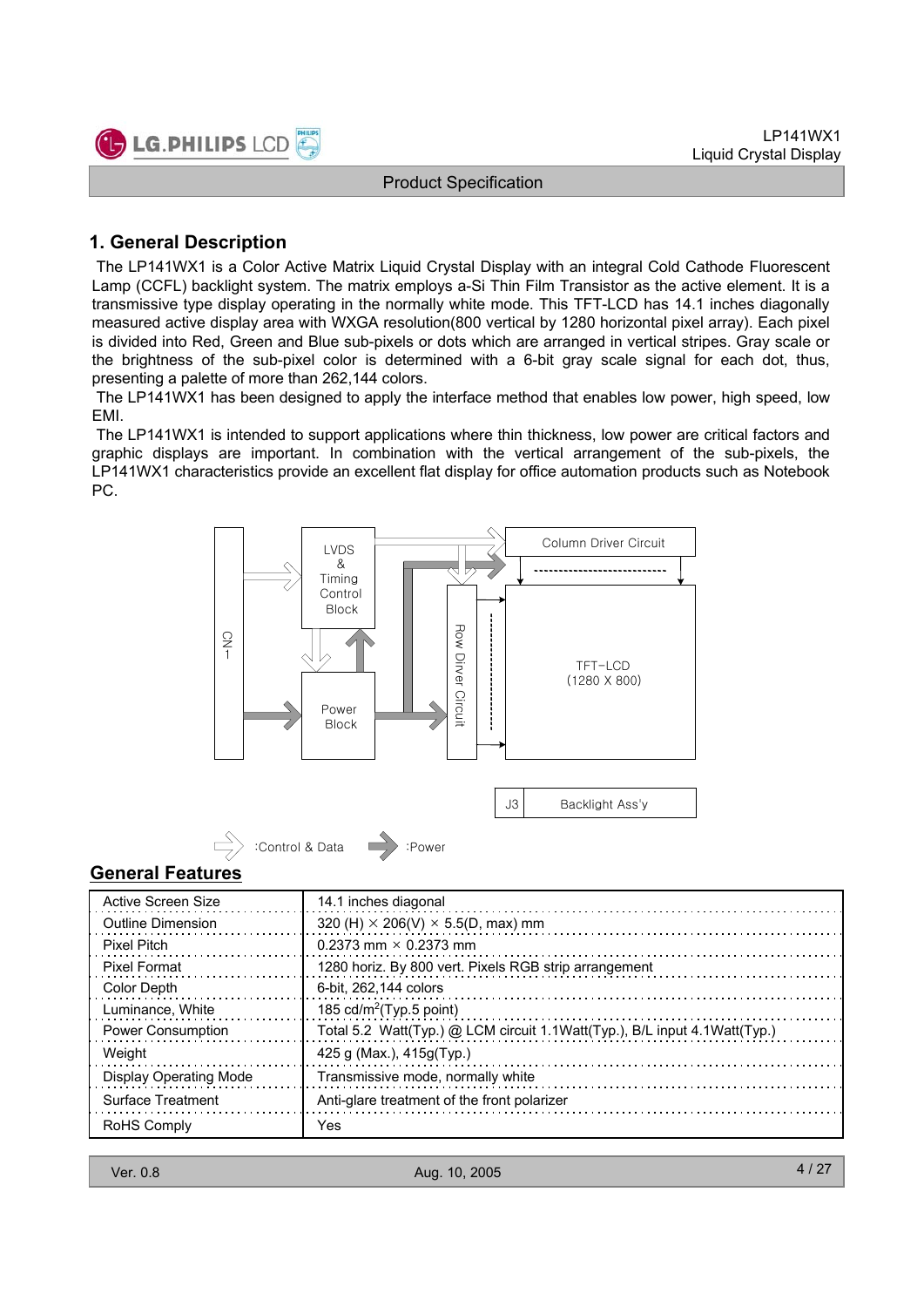## 1. General Description

The LP141WX1 is a Color Active Matrix Liquid Crystal Display with an integral Cold Cathode Fluorescent Lamp (CCFL) backlight system. The matrix employs a-Si Thin Film Transistor as the active element. It is a transmissive type display operating in the normally white mode. This TFT-LCD has 14.1 inches diagonally measured active display area with WXGA resolution(800 vertical by 1280 horizontal pixel array). Each pixel is divided into Red, Green and Blue sub-pixels or dots which are arranged in vertical stripes. Gray scale or the brightness of the sub-pixel color is determined with a 6-bit gray scale signal for each dot, thus, presenting a palette of more than 262,144 colors.

The LP141WX1 has been designed to apply the interface method that enables low power, high speed, low EMI.

The LP141WX1 is intended to support applications where thin thickness, low power are critical factors and graphic displays are important. In combination with the vertical arrangement of the sub-pixels, the LP141WX1 characteristics provide an excellent flat display for office automation products such as Notebook PC.

CN 1 | LVDS & Timing Control Block | Power Block | Column Driver Circuit | Row Driver Circuit | TFT-LCD (1280 X 800) | J3 | Backlight Ass'y

:Control & Data :Power

## General Features

| | |
|---|---|
| Active Screen Size | 14.1 inches diagonal |
| Outline Dimension | 320 (H) × 206(V) × 5.5(D, max) mm |
| Pixel Pitch | 0.2373 mm × 0.2373 mm |
| Pixel Format | 1280 horiz. By 800 vert. Pixels RGB strip arrangement |
| Color Depth | 6-bit, 262,144 colors |
| Luminance, White | 185 cd/m$^2$(Typ.5 point) |
| Power Consumption | Total 5.2 Watt(Typ.) @ LCM circuit 1.1Watt(Typ.), B/L input 4.1Watt(Typ.) |
| Weight | 425 g (Max.), 415g(Typ.) |
| Display Operating Mode | Transmissive mode, normally white |
| Surface Treatment | Anti-glare treatment of the front polarizer |
| RoHS Comply | Yes |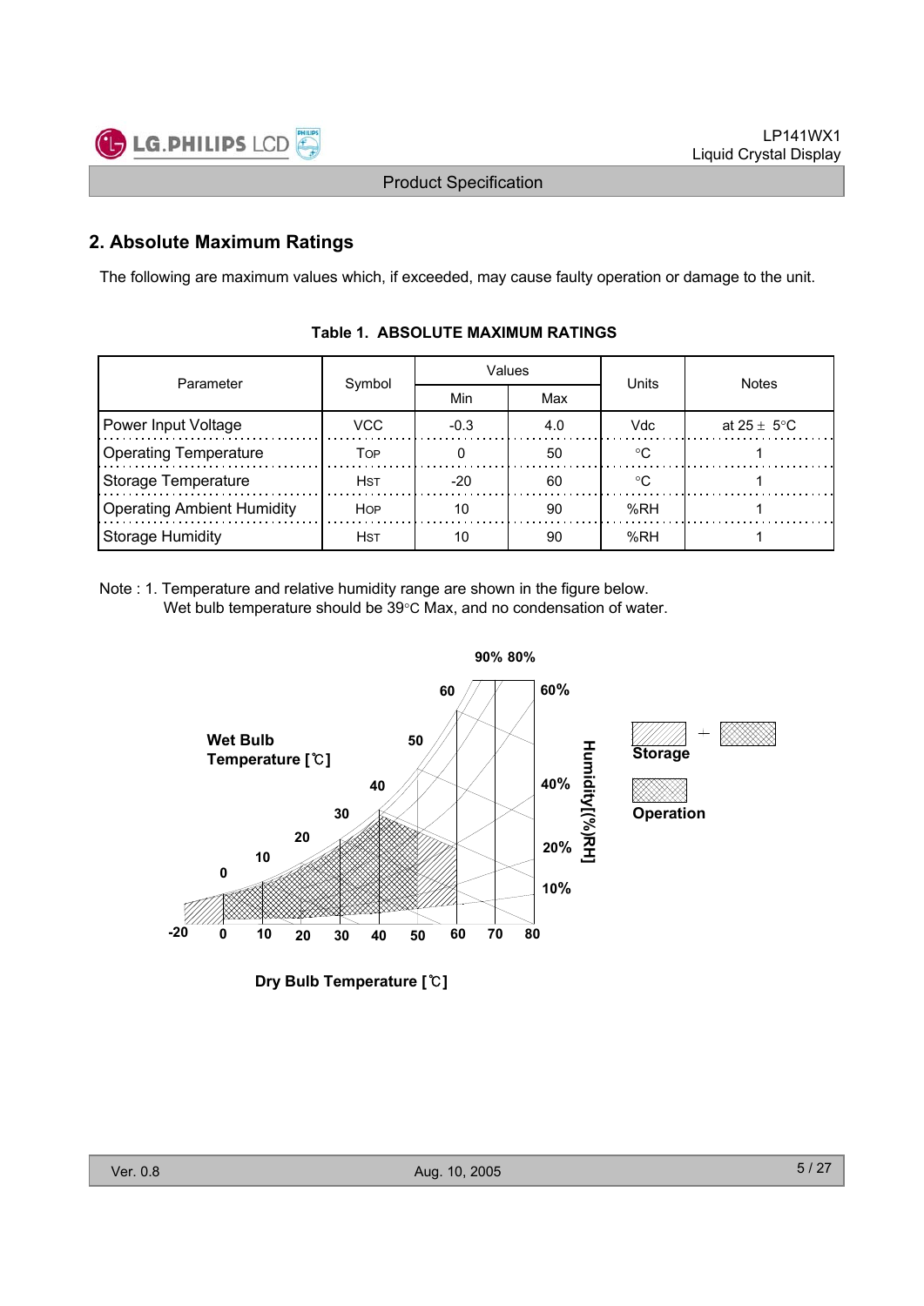## 2. Absolute Maximum Ratings

The following are maximum values which, if exceeded, may cause faulty operation or damage to the unit.

**Table 1. ABSOLUTE MAXIMUM RATINGS**

| Parameter | Symbol | Values | | Units | Notes |
|---|---|---|---|---|---|
| | | Min | Max | | |
| Power Input Voltage | VCC | -0.3 | 4.0 | Vdc | at 25 ± 5°C |
| Operating Temperature | TOP | 0 | 50 | °C | 1 |
| Storage Temperature | HST | -20 | 60 | °C | 1 |
| Operating Ambient Humidity | HOP | 10 | 90 | %RH | 1 |
| Storage Humidity | HST | 10 | 90 | %RH | 1 |

Note : 1. Temperature and relative humidity range are shown in the figure below.
Wet bulb temperature should be 39°C Max, and no condensation of water.

Wet Bulb Temperature [℃]

Humidity[(%)RH]

Storage

Operation

Dry Bulb Temperature [℃]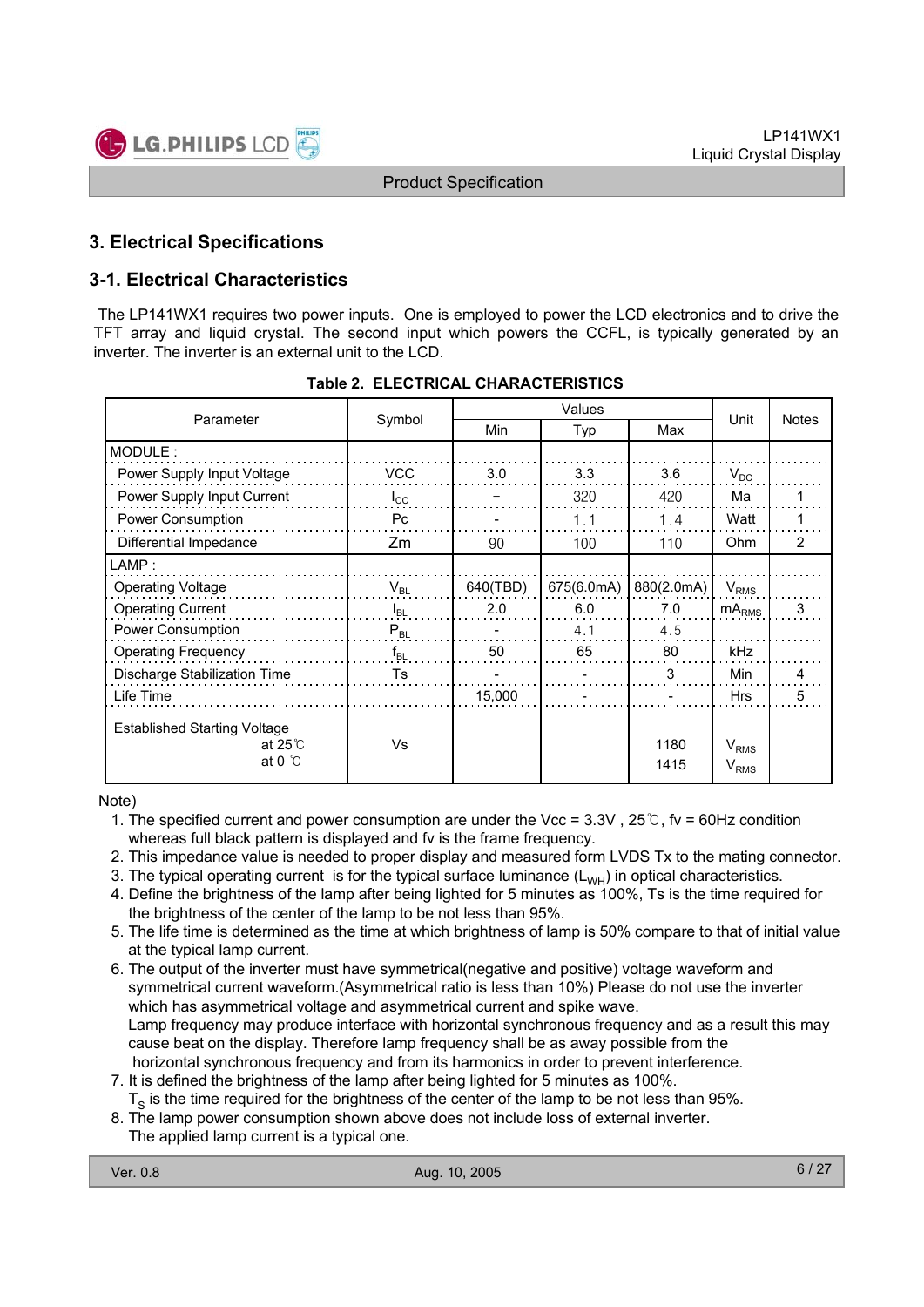## 3. Electrical Specifications

### 3-1. Electrical Characteristics

The LP141WX1 requires two power inputs. One is employed to power the LCD electronics and to drive the TFT array and liquid crystal. The second input which powers the CCFL, is typically generated by an inverter. The inverter is an external unit to the LCD.

**Table 2. ELECTRICAL CHARACTERISTICS**

| Parameter | Symbol | Values | | | Unit | Notes |
|---|---|---|---|---|---|---|
| | | Min | Typ | Max | | |
| MODULE : | | | | | | |
| Power Supply Input Voltage | VCC | 3.0 | 3.3 | 3.6 | $V_{DC}$ | |
| Power Supply Input Current | $I_{CC}$ | – | 320 | 420 | Ma | 1 |
| Power Consumption | Pc | - | 1.1 | 1.4 | Watt | 1 |
| Differential Impedance | Zm | 90 | 100 | 110 | Ohm | 2 |
| LAMP : | | | | | | |
| Operating Voltage | $V_{BL}$ | 640(TBD) | 675(6.0mA) | 880(2.0mA) | $V_{RMS}$ | |
| Operating Current | $I_{BL}$ | 2.0 | 6.0 | 7.0 | $mA_{RMS}$ | 3 |
| Power Consumption | $P_{BL}$ | - | 4.1 | 4.5 | | |
| Operating Frequency | $f_{BL}$ | 50 | 65 | 80 | kHz | |
| Discharge Stabilization Time | Ts | - | - | 3 | Min | 4 |
| Life Time | | 15,000 | - | - | Hrs | 5 |
| Established Starting Voltage at 25℃ | Vs | | | 1180 | $V_{RMS}$ | |
| at 0 ℃ | | | | 1415 | $V_{RMS}$ | |

Note)

1. The specified current and power consumption are under the Vcc = 3.3V , 25℃, fv = 60Hz condition whereas full black pattern is displayed and fv is the frame frequency.
2. This impedance value is needed to proper display and measured form LVDS Tx to the mating connector.
3. The typical operating current is for the typical surface luminance ($L_{WH}$) in optical characteristics.
4. Define the brightness of the lamp after being lighted for 5 minutes as 100%, Ts is the time required for the brightness of the center of the lamp to be not less than 95%.
5. The life time is determined as the time at which brightness of lamp is 50% compare to that of initial value at the typical lamp current.
6. The output of the inverter must have symmetrical(negative and positive) voltage waveform and symmetrical current waveform.(Asymmetrical ratio is less than 10%) Please do not use the inverter which has asymmetrical voltage and asymmetrical current and spike wave.
   Lamp frequency may produce interface with horizontal synchronous frequency and as a result this may cause beat on the display. Therefore lamp frequency shall be as away possible from the horizontal synchronous frequency and from its harmonics in order to prevent interference.
7. It is defined the brightness of the lamp after being lighted for 5 minutes as 100%.
   $T_S$ is the time required for the brightness of the center of the lamp to be not less than 95%.
8. The lamp power consumption shown above does not include loss of external inverter.
   The applied lamp current is a typical one.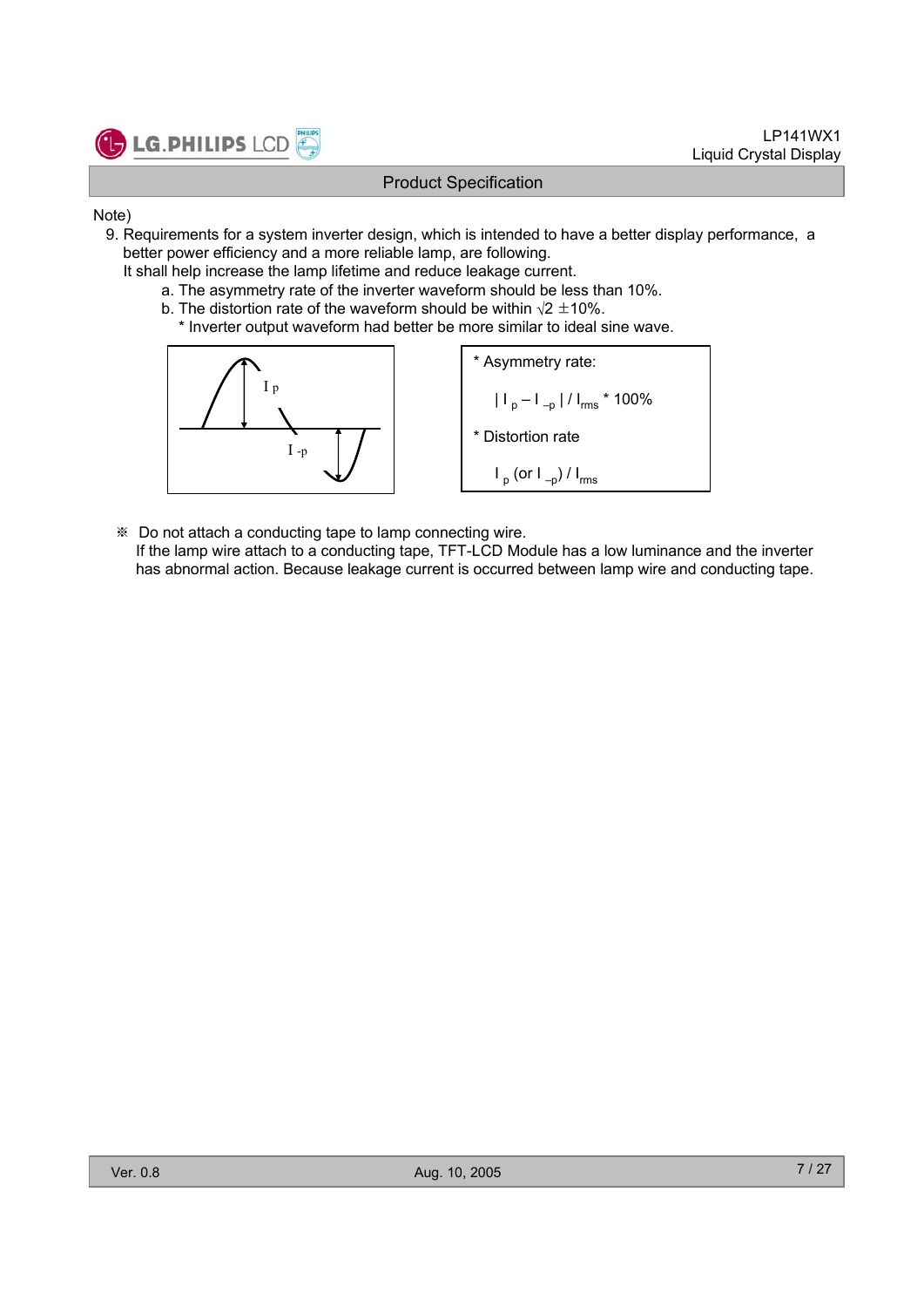Note)

9. Requirements for a system inverter design, which is intended to have a better display performance, a better power efficiency and a more reliable lamp, are following.
   It shall help increase the lamp lifetime and reduce leakage current.
   a. The asymmetry rate of the inverter waveform should be less than 10%.
   b. The distortion rate of the waveform should be within $\sqrt{2}$ ±10%.
      * Inverter output waveform had better be more similar to ideal sine wave.

* Asymmetry rate:

  $| I_p - I_{-p} | / I_{rms}$ * 100%

* Distortion rate

  $I_p$ (or $I_{-p}$) / $I_{rms}$

※ Do not attach a conducting tape to lamp connecting wire.
If the lamp wire attach to a conducting tape, TFT-LCD Module has a low luminance and the inverter has abnormal action. Because leakage current is occurred between lamp wire and conducting tape.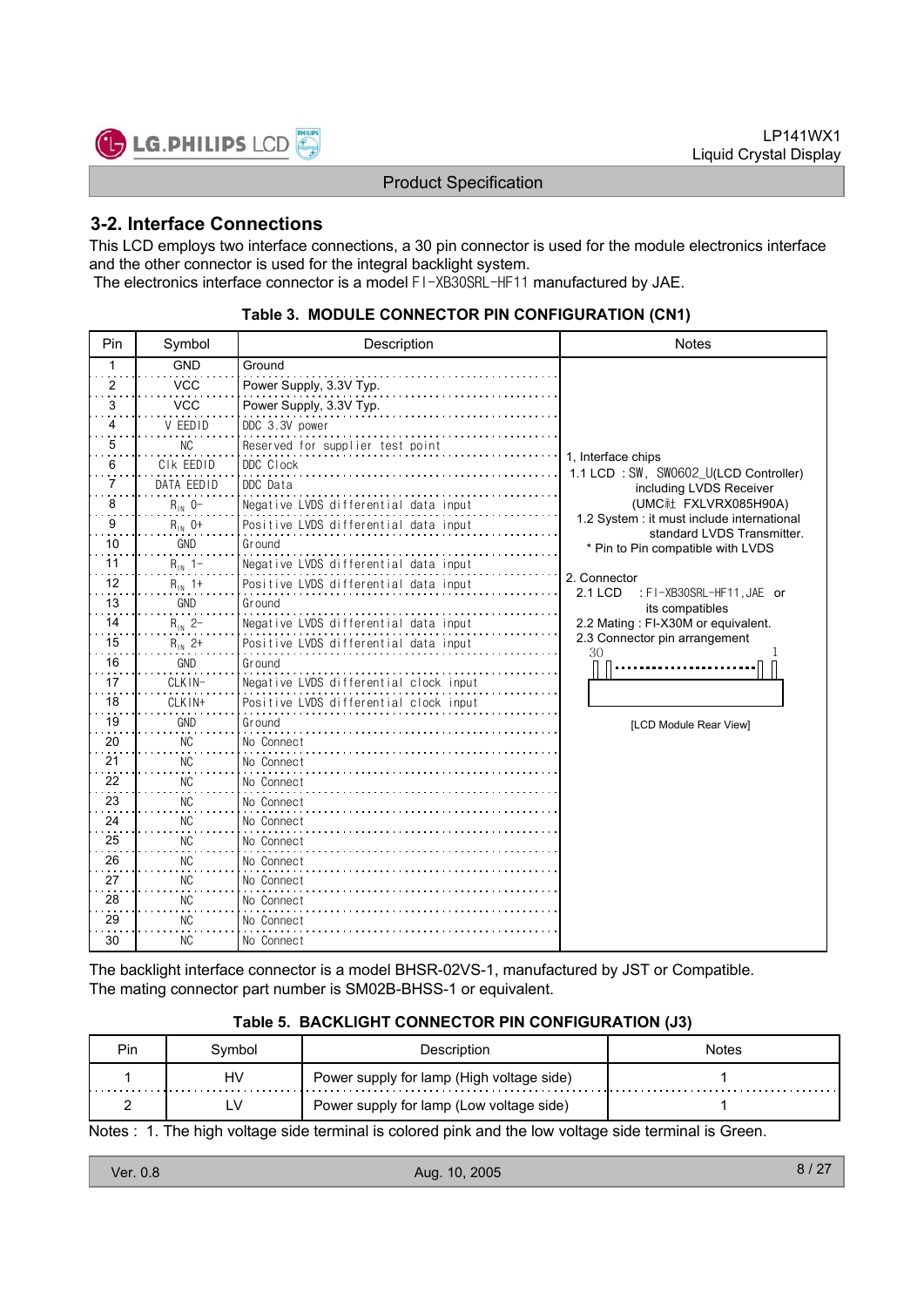## 3-2. Interface Connections

This LCD employs two interface connections, a 30 pin connector is used for the module electronics interface and the other connector is used for the integral backlight system.
The electronics interface connector is a model FI-XB30SRL-HF11 manufactured by JAE.

**Table 3. MODULE CONNECTOR PIN CONFIGURATION (CN1)**

| Pin | Symbol | Description | Notes |
|---|---|---|---|
| 1 | GND | Ground | 1, Interface chips<br>1.1 LCD : SW, SW0602_U(LCD Controller) including LVDS Receiver (UMC社 FXLVRX085H90A)<br>1.2 System : it must include international standard LVDS Transmitter.<br>* Pin to Pin compatible with LVDS<br><br>2. Connector<br>2.1 LCD : FI-XB30SRL-HF11, JAE or its compatibles<br>2.2 Mating : FI-X30M or equivalent.<br>2.3 Connector pin arrangement<br>30 … 1<br>[LCD Module Rear View] |
| 2 | VCC | Power Supply, 3.3V Typ. | |
| 3 | VCC | Power Supply, 3.3V Typ. | |
| 4 | V EEDID | DDC 3.3V power | |
| 5 | NC | Reserved for supplier test point | |
| 6 | Clk EEDID | DDC Clock | |
| 7 | DATA EEDID | DDC Data | |
| 8 | $R_{IN}$ 0- | Negative LVDS differential data input | |
| 9 | $R_{IN}$ 0+ | Positive LVDS differential data input | |
| 10 | GND | Ground | |
| 11 | $R_{IN}$ 1- | Negative LVDS differential data input | |
| 12 | $R_{IN}$ 1+ | Positive LVDS differential data input | |
| 13 | GND | Ground | |
| 14 | $R_{IN}$ 2- | Negative LVDS differential data input | |
| 15 | $R_{IN}$ 2+ | Positive LVDS differential data input | |
| 16 | GND | Ground | |
| 17 | CLKIN- | Negative LVDS differential clock input | |
| 18 | CLKIN+ | Positive LVDS differential clock input | |
| 19 | GND | Ground | |
| 20 | NC | No Connect | |
| 21 | NC | No Connect | |
| 22 | NC | No Connect | |
| 23 | NC | No Connect | |
| 24 | NC | No Connect | |
| 25 | NC | No Connect | |
| 26 | NC | No Connect | |
| 27 | NC | No Connect | |
| 28 | NC | No Connect | |
| 29 | NC | No Connect | |
| 30 | NC | No Connect | |

The backlight interface connector is a model BHSR-02VS-1, manufactured by JST or Compatible.
The mating connector part number is SM02B-BHSS-1 or equivalent.

**Table 5. BACKLIGHT CONNECTOR PIN CONFIGURATION (J3)**

| Pin | Symbol | Description | Notes |
|---|---|---|---|
| 1 | HV | Power supply for lamp (High voltage side) | 1 |
| 2 | LV | Power supply for lamp (Low voltage side) | 1 |

Notes : 1. The high voltage side terminal is colored pink and the low voltage side terminal is Green.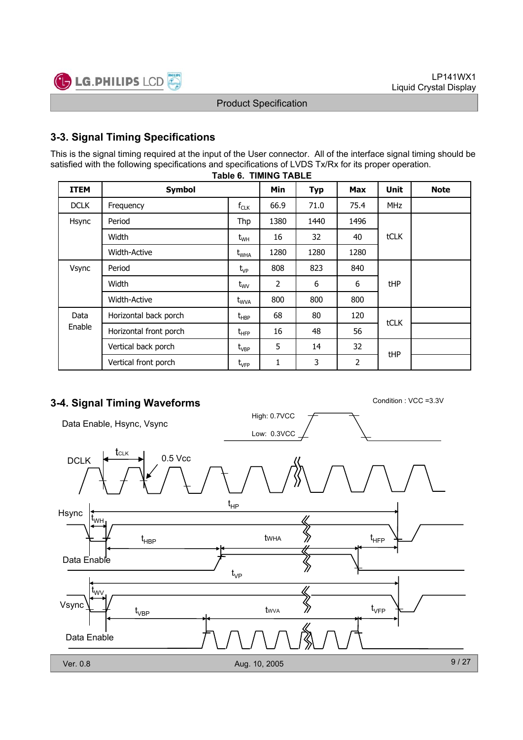## 3-3. Signal Timing Specifications

This is the signal timing required at the input of the User connector. All of the interface signal timing should be satisfied with the following specifications and specifications of LVDS Tx/Rx for its proper operation.

**Table 6. TIMING TABLE**

| ITEM | Symbol | | Min | Typ | Max | Unit | Note |
|---|---|---|---|---|---|---|---|
| DCLK | Frequency | $f_{CLK}$ | 66.9 | 71.0 | 75.4 | MHz | |
| Hsync | Period | Thp | 1380 | 1440 | 1496 | tCLK | |
| | Width | $t_{WH}$ | 16 | 32 | 40 | | |
| | Width-Active | $t_{WHA}$ | 1280 | 1280 | 1280 | | |
| Vsync | Period | $t_{VP}$ | 808 | 823 | 840 | tHP | |
| | Width | $t_{WV}$ | 2 | 6 | 6 | | |
| | Width-Active | $t_{WVA}$ | 800 | 800 | 800 | | |
| Data Enable | Horizontal back porch | $t_{HBP}$ | 68 | 80 | 120 | tCLK | |
| | Horizontal front porch | $t_{HFP}$ | 16 | 48 | 56 | | |
| | Vertical back porch | $t_{VBP}$ | 5 | 14 | 32 | tHP | |
| | Vertical front porch | $t_{VFP}$ | 1 | 3 | 2 | | |

## 3-4. Signal Timing Waveforms

Condition : VCC =3.3V

Data Enable, Hsync, Vsync

High: 0.7VCC

Low: 0.3VCC

DCLK $t_{CLK}$ 0.5 Vcc

Hsync $t_{HP}$ $t_{WH}$ $t_{HBP}$ tWHA $t_{HFP}$

Data Enable

Vsync $t_{VP}$ $t_{WV}$ $t_{VBP}$ tWVA $t_{VFP}$

Data Enable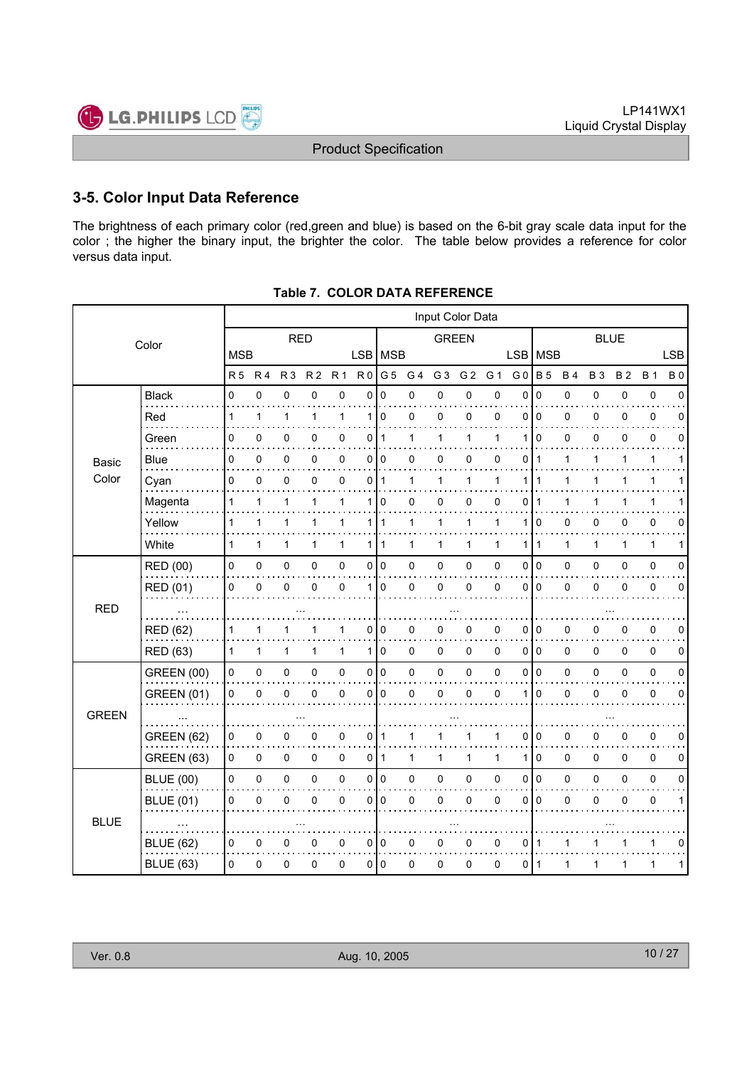## 3-5. Color Input Data Reference

The brightness of each primary color (red,green and blue) is based on the 6-bit gray scale data input for the color ; the higher the binary input, the brighter the color. The table below provides a reference for color versus data input.

**Table 7. COLOR DATA REFERENCE**

| Color | | Input Color Data | | | | | | | | | | | | | | | | | |
|---|---|---|---|---|---|---|---|---|---|---|---|---|---|---|---|---|---|---|---|
| | | RED | | | | | | GREEN | | | | | | BLUE | | | | | |
| | | MSB | | | | | LSB | MSB | | | | | LSB | MSB | | | | | LSB |
| | | R 5 | R 4 | R 3 | R 2 | R 1 | R 0 | G 5 | G 4 | G 3 | G 2 | G 1 | G 0 | B 5 | B 4 | B 3 | B 2 | B 1 | B 0 |
| Basic Color | Black | 0 | 0 | 0 | 0 | 0 | 0 | 0 | 0 | 0 | 0 | 0 | 0 | 0 | 0 | 0 | 0 | 0 | 0 |
| | Red | 1 | 1 | 1 | 1 | 1 | 1 | 0 | 0 | 0 | 0 | 0 | 0 | 0 | 0 | 0 | 0 | 0 | 0 |
| | Green | 0 | 0 | 0 | 0 | 0 | 0 | 1 | 1 | 1 | 1 | 1 | 1 | 0 | 0 | 0 | 0 | 0 | 0 |
| | Blue | 0 | 0 | 0 | 0 | 0 | 0 | 0 | 0 | 0 | 0 | 0 | 0 | 1 | 1 | 1 | 1 | 1 | 1 |
| | Cyan | 0 | 0 | 0 | 0 | 0 | 0 | 1 | 1 | 1 | 1 | 1 | 1 | 1 | 1 | 1 | 1 | 1 | 1 |
| | Magenta | 1 | 1 | 1 | 1 | 1 | 1 | 0 | 0 | 0 | 0 | 0 | 0 | 1 | 1 | 1 | 1 | 1 | 1 |
| | Yellow | 1 | 1 | 1 | 1 | 1 | 1 | 1 | 1 | 1 | 1 | 1 | 1 | 0 | 0 | 0 | 0 | 0 | 0 |
| | White | 1 | 1 | 1 | 1 | 1 | 1 | 1 | 1 | 1 | 1 | 1 | 1 | 1 | 1 | 1 | 1 | 1 | 1 |
| RED | RED (00) | 0 | 0 | 0 | 0 | 0 | 0 | 0 | 0 | 0 | 0 | 0 | 0 | 0 | 0 | 0 | 0 | 0 | 0 |
| | RED (01) | 0 | 0 | 0 | 0 | 0 | 1 | 0 | 0 | 0 | 0 | 0 | 0 | 0 | 0 | 0 | 0 | 0 | 0 |
| | ... | ... | | | | | | ... | | | | | | ... | | | | | |
| | RED (62) | 1 | 1 | 1 | 1 | 1 | 0 | 0 | 0 | 0 | 0 | 0 | 0 | 0 | 0 | 0 | 0 | 0 | 0 |
| | RED (63) | 1 | 1 | 1 | 1 | 1 | 1 | 0 | 0 | 0 | 0 | 0 | 0 | 0 | 0 | 0 | 0 | 0 | 0 |
| GREEN | GREEN (00) | 0 | 0 | 0 | 0 | 0 | 0 | 0 | 0 | 0 | 0 | 0 | 0 | 0 | 0 | 0 | 0 | 0 | 0 |
| | GREEN (01) | 0 | 0 | 0 | 0 | 0 | 0 | 0 | 0 | 0 | 0 | 0 | 1 | 0 | 0 | 0 | 0 | 0 | 0 |
| | ... | ... | | | | | | ... | | | | | | ... | | | | | |
| | GREEN (62) | 0 | 0 | 0 | 0 | 0 | 0 | 1 | 1 | 1 | 1 | 1 | 0 | 0 | 0 | 0 | 0 | 0 | 0 |
| | GREEN (63) | 0 | 0 | 0 | 0 | 0 | 0 | 1 | 1 | 1 | 1 | 1 | 1 | 0 | 0 | 0 | 0 | 0 | 0 |
| BLUE | BLUE (00) | 0 | 0 | 0 | 0 | 0 | 0 | 0 | 0 | 0 | 0 | 0 | 0 | 0 | 0 | 0 | 0 | 0 | 0 |
| | BLUE (01) | 0 | 0 | 0 | 0 | 0 | 0 | 0 | 0 | 0 | 0 | 0 | 0 | 0 | 0 | 0 | 0 | 0 | 1 |
| | ... | ... | | | | | | ... | | | | | | ... | | | | | |
| | BLUE (62) | 0 | 0 | 0 | 0 | 0 | 0 | 0 | 0 | 0 | 0 | 0 | 0 | 1 | 1 | 1 | 1 | 1 | 0 |
| | BLUE (63) | 0 | 0 | 0 | 0 | 0 | 0 | 0 | 0 | 0 | 0 | 0 | 0 | 1 | 1 | 1 | 1 | 1 | 1 |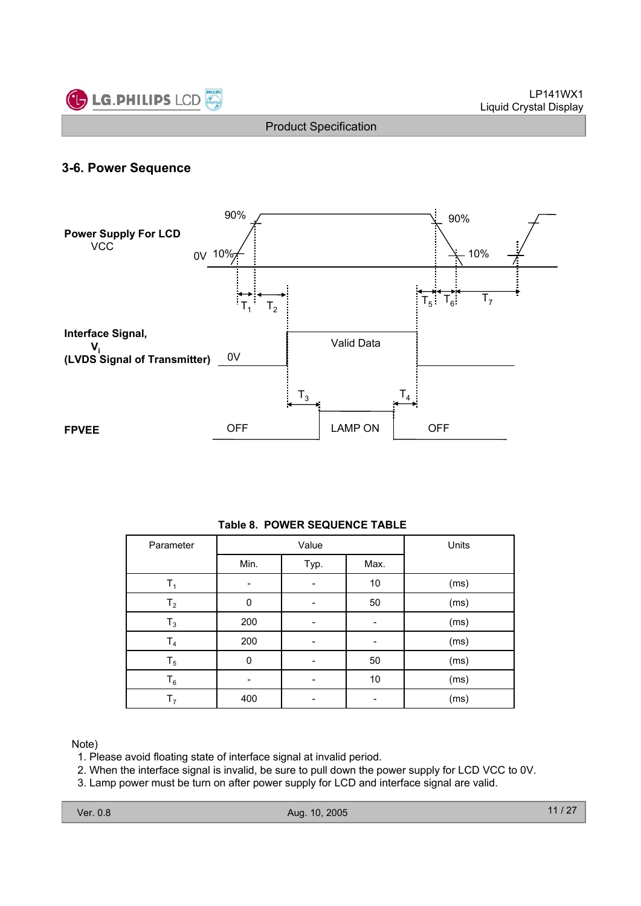### 3-6. Power Sequence

**Power Supply For LCD**
VCC

90% 90%
0V 10% 10%

$T_1$ $T_2$ $T_5$ $T_6$ $T_7$

**Interface Signal,**
$V_i$
**(LVDS Signal of Transmitter)** 0V Valid Data

$T_3$ $T_4$

**FPVEE** OFF LAMP ON OFF

**Table 8. POWER SEQUENCE TABLE**

| Parameter | Value | | | Units |
|---|---|---|---|---|
| | Min. | Typ. | Max. | |
| $T_1$ | - | - | 10 | (ms) |
| $T_2$ | 0 | - | 50 | (ms) |
| $T_3$ | 200 | - | - | (ms) |
| $T_4$ | 200 | - | - | (ms) |
| $T_5$ | 0 | - | 50 | (ms) |
| $T_6$ | - | - | 10 | (ms) |
| $T_7$ | 400 | - | - | (ms) |

Note)

1. Please avoid floating state of interface signal at invalid period.
2. When the interface signal is invalid, be sure to pull down the power supply for LCD VCC to 0V.
3. Lamp power must be turn on after power supply for LCD and interface signal are valid.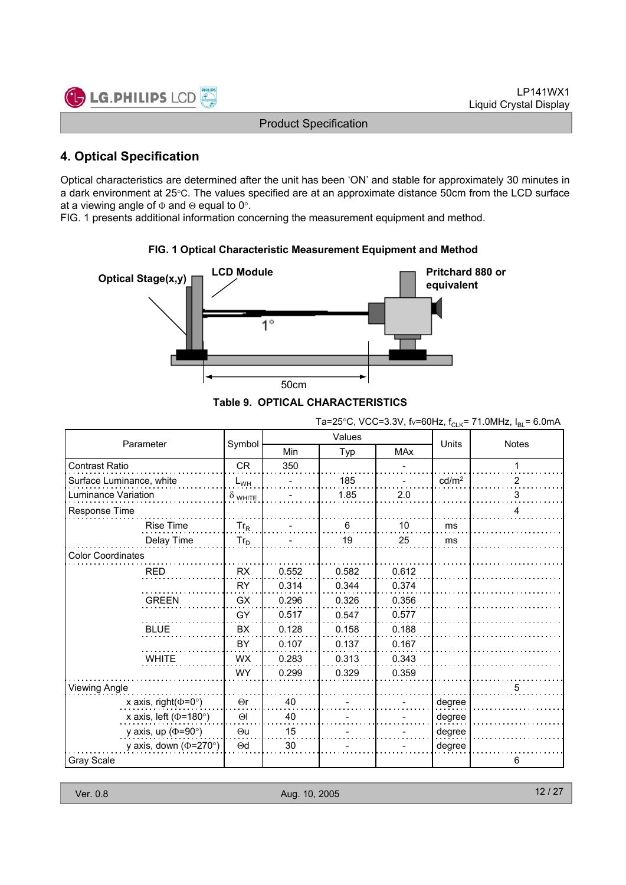## 4. Optical Specification

Optical characteristics are determined after the unit has been 'ON' and stable for approximately 30 minutes in a dark environment at 25°C. The values specified are at an approximate distance 50cm from the LCD surface at a viewing angle of Φ and Θ equal to 0°.
FIG. 1 presents additional information concerning the measurement equipment and method.

**FIG. 1 Optical Characteristic Measurement Equipment and Method**

Optical Stage(x,y) LCD Module Pritchard 880 or equivalent 1° 50cm

**Table 9. OPTICAL CHARACTERISTICS**

Ta=25°C, VCC=3.3V, fv=60Hz, $f_{CLK}$= 71.0MHz, $I_{BL}$= 6.0mA

| Parameter | Symbol | Values | | | Units | Notes |
|---|---|---|---|---|---|---|
| | | Min | Typ | MAx | | |
| Contrast Ratio | CR | 350 | | - | | 1 |
| Surface Luminance, white | $L_{WH}$ | - | 185 | - | cd/m² | 2 |
| Luminance Variation | $\delta_{WHITE}$ | - | 1.85 | 2.0 | | 3 |
| Response Time | | | | | | 4 |
| Rise Time | $Tr_R$ | - | 6 | 10 | ms | |
| Delay Time | $Tr_D$ | - | 19 | 25 | ms | |
| Color Coordinates | | | | | | |
| RED | RX | 0.552 | 0.582 | 0.612 | | |
| | RY | 0.314 | 0.344 | 0.374 | | |
| GREEN | GX | 0.296 | 0.326 | 0.356 | | |
| | GY | 0.517 | 0.547 | 0.577 | | |
| BLUE | BX | 0.128 | 0.158 | 0.188 | | |
| | BY | 0.107 | 0.137 | 0.167 | | |
| WHITE | WX | 0.283 | 0.313 | 0.343 | | |
| | WY | 0.299 | 0.329 | 0.359 | | |
| Viewing Angle | | | | | | 5 |
| x axis, right(Φ=0°) | Θr | 40 | - | - | degree | |
| x axis, left (Φ=180°) | Θl | 40 | - | - | degree | |
| y axis, up (Φ=90°) | Θu | 15 | - | - | degree | |
| y axis, down (Φ=270°) | Θd | 30 | - | - | degree | |
| Gray Scale | | | | | | 6 |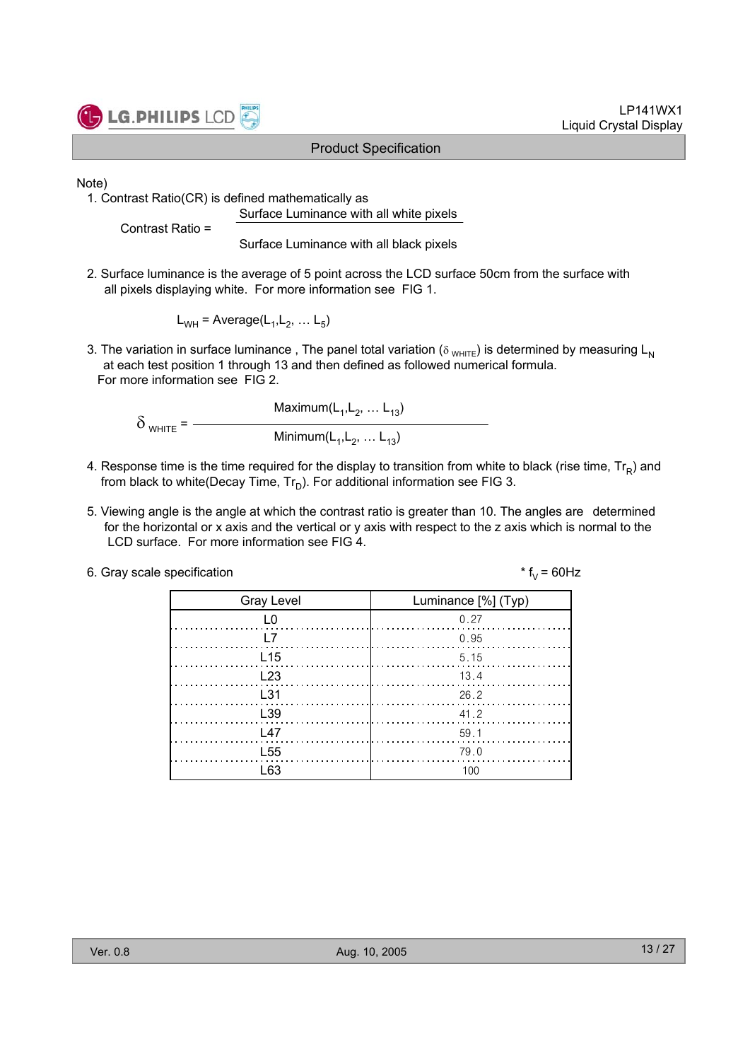Note)

1. Contrast Ratio(CR) is defined mathematically as

$$\text{Contrast Ratio} = \frac{\text{Surface Luminance with all white pixels}}{\text{Surface Luminance with all black pixels}}$$

2. Surface luminance is the average of 5 point across the LCD surface 50cm from the surface with all pixels displaying white. For more information see FIG 1.

$$L_{WH} = \text{Average}(L_1, L_2, \ldots L_5)$$

3. The variation in surface luminance , The panel total variation ($\delta_{WHITE}$) is determined by measuring $L_N$ at each test position 1 through 13 and then defined as followed numerical formula. For more information see FIG 2.

$$\delta_{WHITE} = \frac{\text{Maximum}(L_1, L_2, \ldots L_{13})}{\text{Minimum}(L_1, L_2, \ldots L_{13})}$$

4. Response time is the time required for the display to transition from white to black (rise time, $Tr_R$) and from black to white(Decay Time, $Tr_D$). For additional information see FIG 3.

5. Viewing angle is the angle at which the contrast ratio is greater than 10. The angles are determined for the horizontal or x axis and the vertical or y axis with respect to the z axis which is normal to the LCD surface. For more information see FIG 4.

6. Gray scale specification

\* $f_V$ = 60Hz

| Gray Level | Luminance [%] (Typ) |
|---|---|
| L0 | 0.27 |
| L7 | 0.95 |
| L15 | 5.15 |
| L23 | 13.4 |
| L31 | 26.2 |
| L39 | 41.2 |
| L47 | 59.1 |
| L55 | 79.0 |
| L63 | 100 |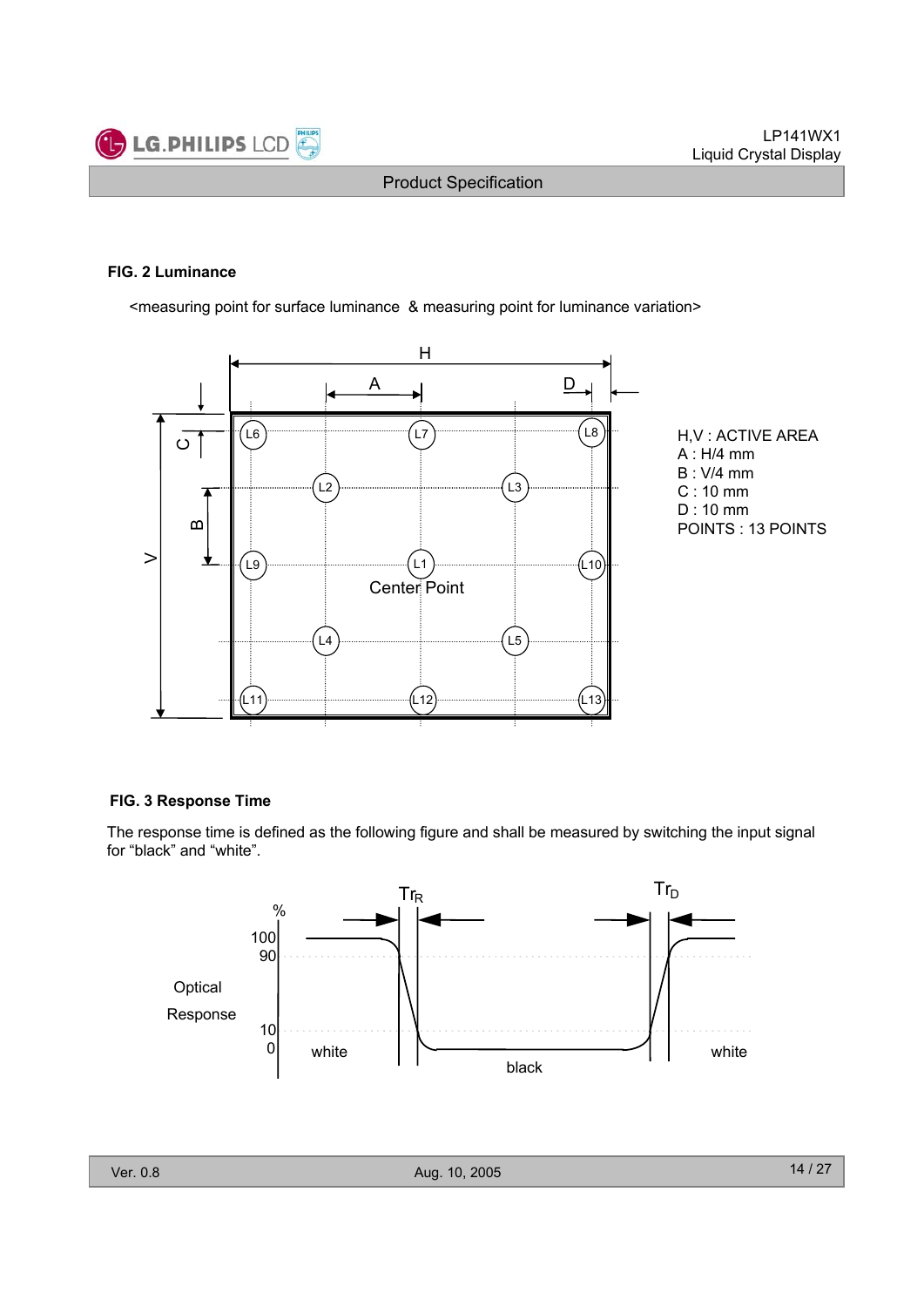**FIG. 2 Luminance**

<measuring point for surface luminance & measuring point for luminance variation>

H,V : ACTIVE AREA
A : H/4 mm
B : V/4 mm
C : 10 mm
D : 10 mm
POINTS : 13 POINTS

**FIG. 3 Response Time**

The response time is defined as the following figure and shall be measured by switching the input signal for "black" and "white".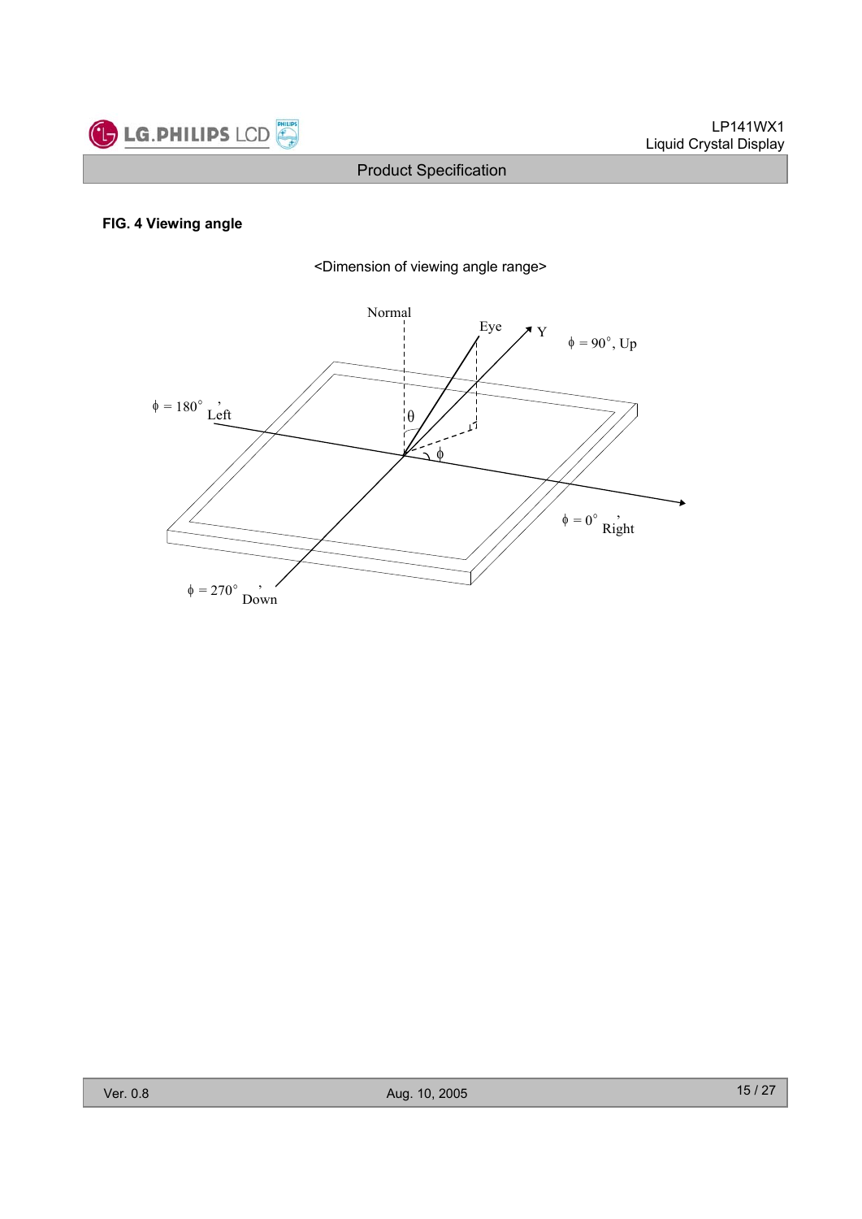**FIG. 4 Viewing angle**

<Dimension of viewing angle range>

Normal

Eye

Y

$\phi$ = 90°, Up

$\phi$ = 180°, Left

$\theta$

$\phi$

$\phi$ = 0°, Right

$\phi$ = 270°, Down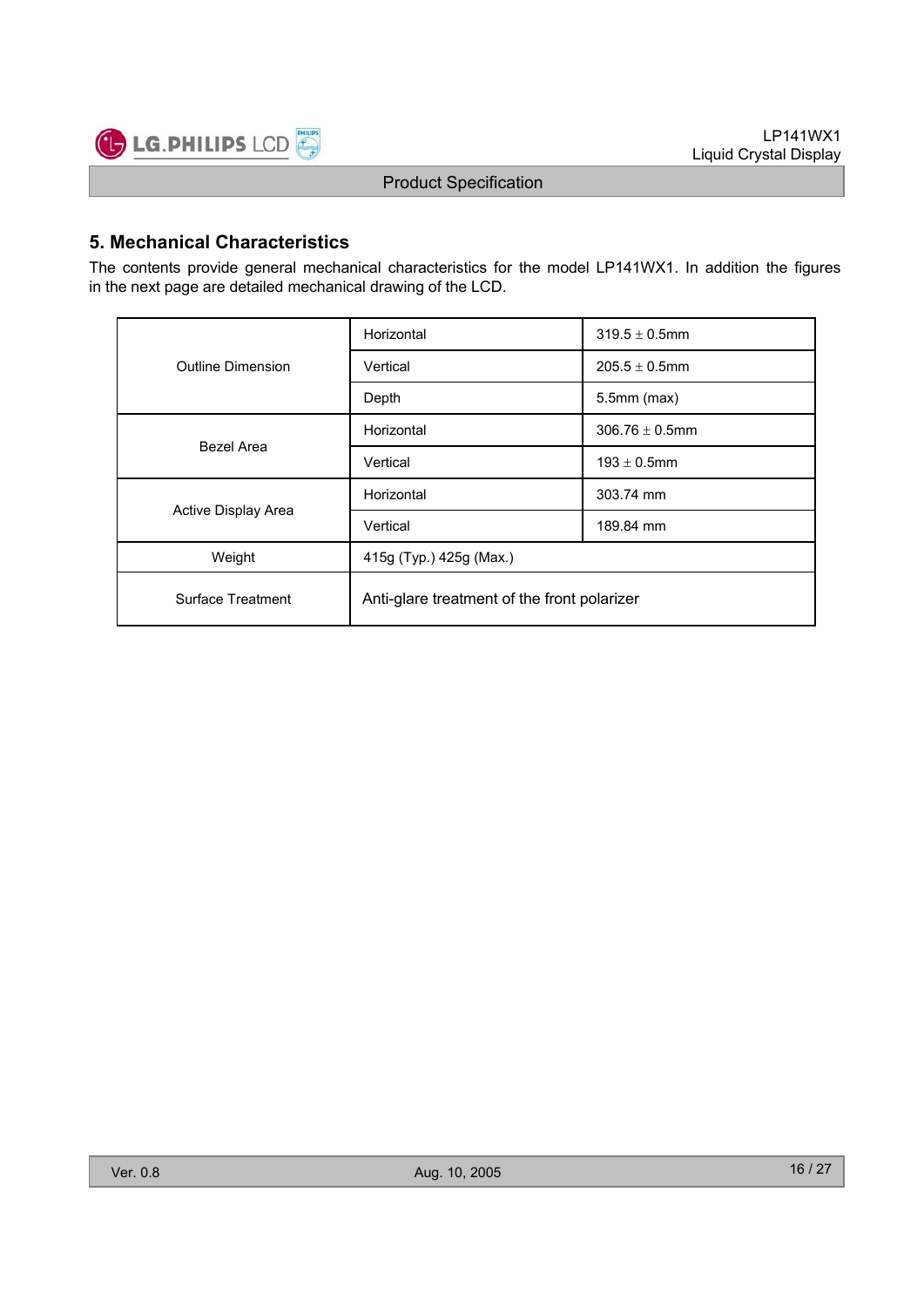## 5. Mechanical Characteristics

The contents provide general mechanical characteristics for the model LP141WX1. In addition the figures in the next page are detailed mechanical drawing of the LCD.

| | | |
|---|---|---|
| Outline Dimension | Horizontal | 319.5 ± 0.5mm |
| | Vertical | 205.5 ± 0.5mm |
| | Depth | 5.5mm (max) |
| Bezel Area | Horizontal | 306.76 ± 0.5mm |
| | Vertical | 193 ± 0.5mm |
| Active Display Area | Horizontal | 303.74 mm |
| | Vertical | 189.84 mm |
| Weight | 415g (Typ.) 425g (Max.) | |
| Surface Treatment | Anti-glare treatment of the front polarizer | |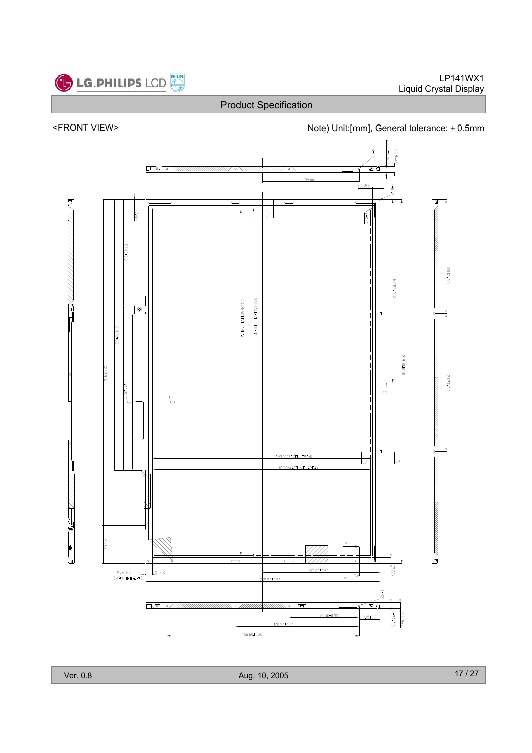<FRONT VIEW>

Note) Unit:[mm], General tolerance: ± 0.5mm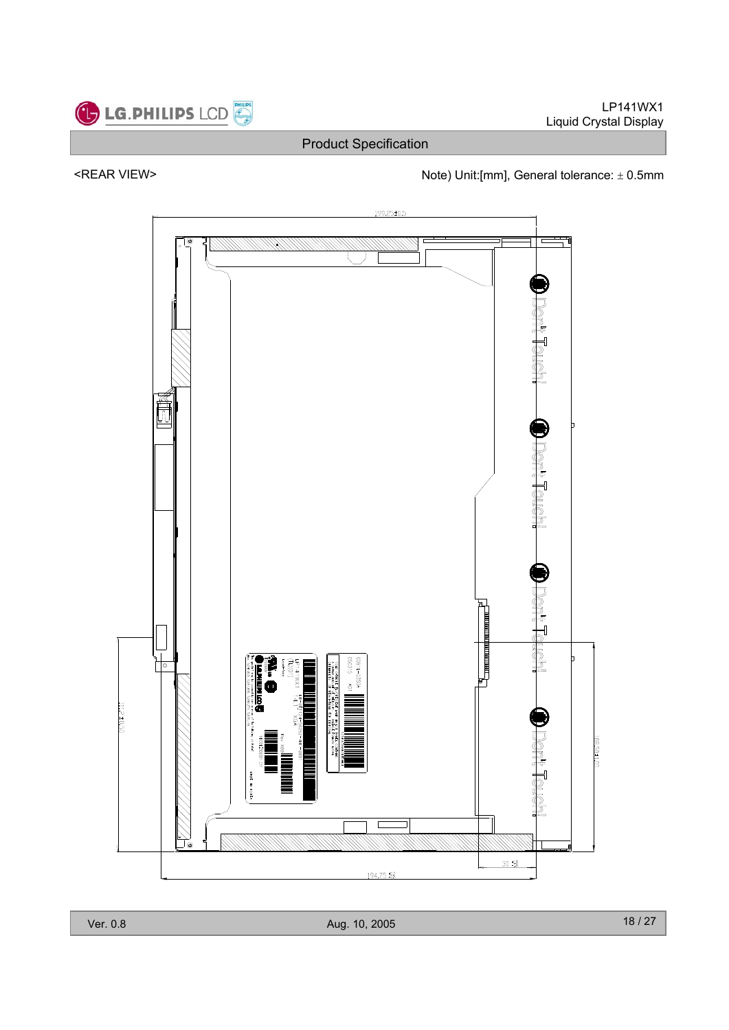<REAR VIEW>

Note) Unit:[mm], General tolerance: ± 0.5mm

199.25±0.5

Don't Touch!

Don't Touch!

Don't Touch!

Don't Touch!

31.58

194.75

108.5±1.0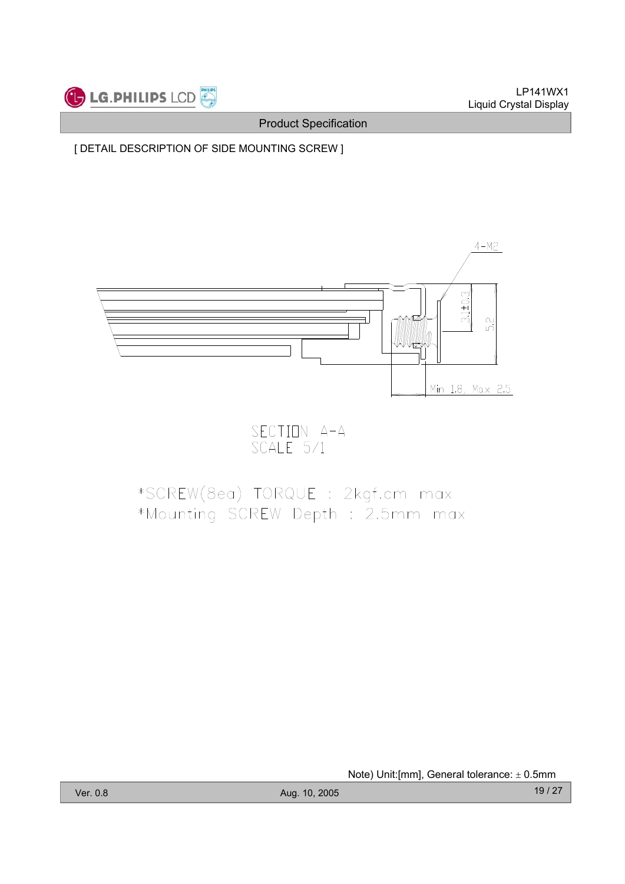[ DETAIL DESCRIPTION OF SIDE MOUNTING SCREW ]

4-M2

3.1±0.3

5.2

Min 1.8, Max 2.5

SECTION A-A
SCALE 5/1

*SCREW(8ea) TORQUE : 2kgf.cm max
*Mounting SCREW Depth : 2.5mm max

Note) Unit:[mm], General tolerance: ± 0.5mm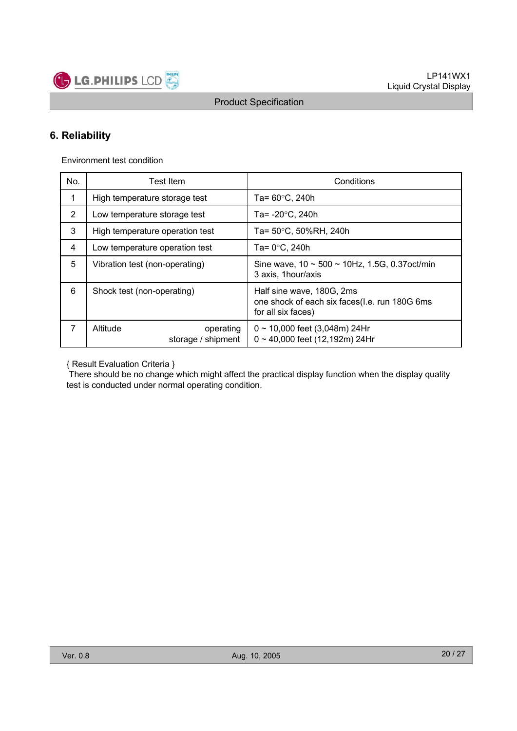## 6. Reliability

Environment test condition

| No. | Test Item | Conditions |
|---|---|---|
| 1 | High temperature storage test | Ta= 60°C, 240h |
| 2 | Low temperature storage test | Ta= -20°C, 240h |
| 3 | High temperature operation test | Ta= 50°C, 50%RH, 240h |
| 4 | Low temperature operation test | Ta= 0°C, 240h |
| 5 | Vibration test (non-operating) | Sine wave, 10 ~ 500 ~ 10Hz, 1.5G, 0.37oct/min<br>3 axis, 1hour/axis |
| 6 | Shock test (non-operating) | Half sine wave, 180G, 2ms<br>one shock of each six faces(I.e. run 180G 6ms for all six faces) |
| 7 | Altitude operating<br>storage / shipment | 0 ~ 10,000 feet (3,048m) 24Hr<br>0 ~ 40,000 feet (12,192m) 24Hr |

{ Result Evaluation Criteria }

There should be no change which might affect the practical display function when the display quality test is conducted under normal operating condition.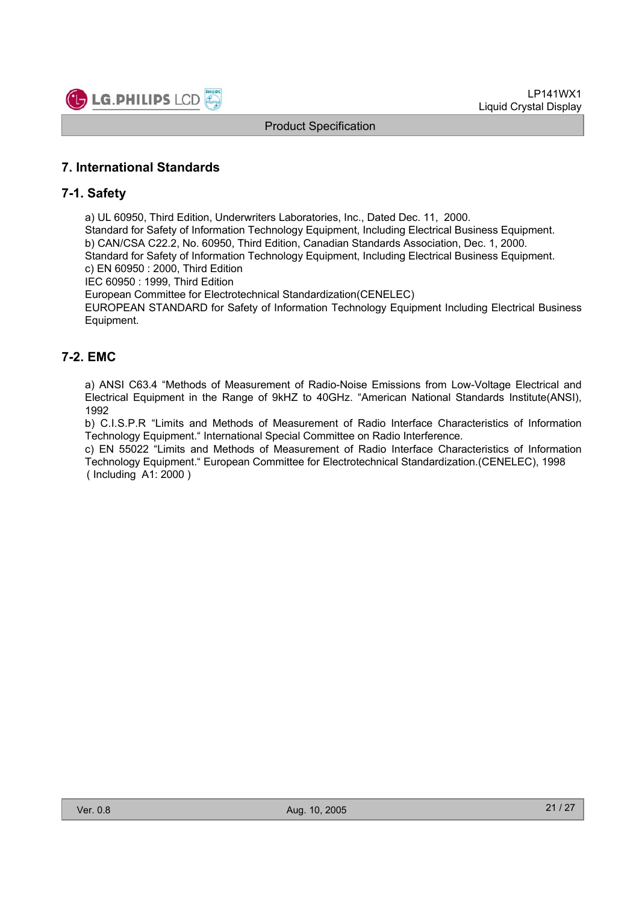## 7. International Standards

### 7-1. Safety

a) UL 60950, Third Edition, Underwriters Laboratories, Inc., Dated Dec. 11, 2000.
Standard for Safety of Information Technology Equipment, Including Electrical Business Equipment.
b) CAN/CSA C22.2, No. 60950, Third Edition, Canadian Standards Association, Dec. 1, 2000.
Standard for Safety of Information Technology Equipment, Including Electrical Business Equipment.
c) EN 60950 : 2000, Third Edition
IEC 60950 : 1999, Third Edition
European Committee for Electrotechnical Standardization(CENELEC)
EUROPEAN STANDARD for Safety of Information Technology Equipment Including Electrical Business Equipment.

### 7-2. EMC

a) ANSI C63.4 "Methods of Measurement of Radio-Noise Emissions from Low-Voltage Electrical and Electrical Equipment in the Range of 9kHZ to 40GHz. "American National Standards Institute(ANSI), 1992
b) C.I.S.P.R "Limits and Methods of Measurement of Radio Interface Characteristics of Information Technology Equipment." International Special Committee on Radio Interference.
c) EN 55022 "Limits and Methods of Measurement of Radio Interface Characteristics of Information Technology Equipment." European Committee for Electrotechnical Standardization.(CENELEC), 1998 ( Including A1: 2000 )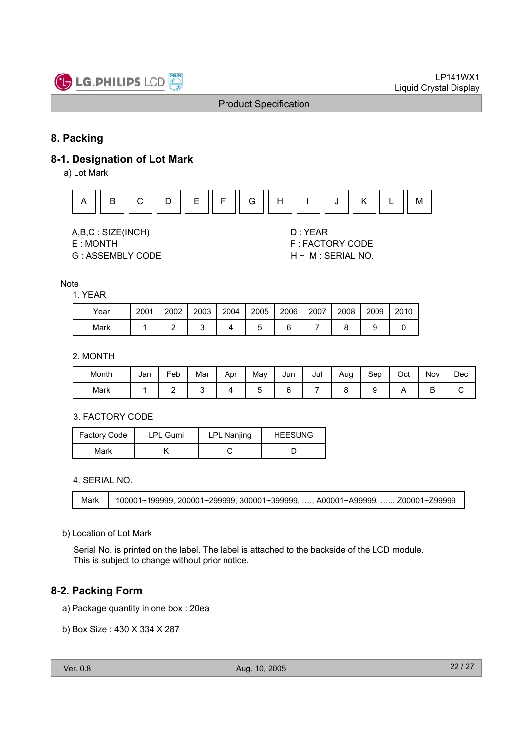## 8. Packing

### 8-1. Designation of Lot Mark

a) Lot Mark

| A | B | C | D | E | F | G | H | I | J | K | L | M |
|---|---|---|---|---|---|---|---|---|---|---|---|---|

A,B,C : SIZE(INCH)
D : YEAR
E : MONTH
F : FACTORY CODE
G : ASSEMBLY CODE
H ~ M : SERIAL NO.

Note

1. YEAR

| Year | 2001 | 2002 | 2003 | 2004 | 2005 | 2006 | 2007 | 2008 | 2009 | 2010 |
|---|---|---|---|---|---|---|---|---|---|---|
| Mark | 1 | 2 | 3 | 4 | 5 | 6 | 7 | 8 | 9 | 0 |

2. MONTH

| Month | Jan | Feb | Mar | Apr | May | Jun | Jul | Aug | Sep | Oct | Nov | Dec |
|---|---|---|---|---|---|---|---|---|---|---|---|---|
| Mark | 1 | 2 | 3 | 4 | 5 | 6 | 7 | 8 | 9 | A | B | C |

3. FACTORY CODE

| Factory Code | LPL Gumi | LPL Nanjing | HEESUNG |
|---|---|---|---|
| Mark | K | C | D |

4. SERIAL NO.

| Mark | 100001~199999, 200001~299999, 300001~399999, …., A00001~A99999, ….., Z00001~Z99999 |
|---|---|

b) Location of Lot Mark

Serial No. is printed on the label. The label is attached to the backside of the LCD module.
This is subject to change without prior notice.

### 8-2. Packing Form

a) Package quantity in one box : 20ea

b) Box Size : 430 X 334 X 287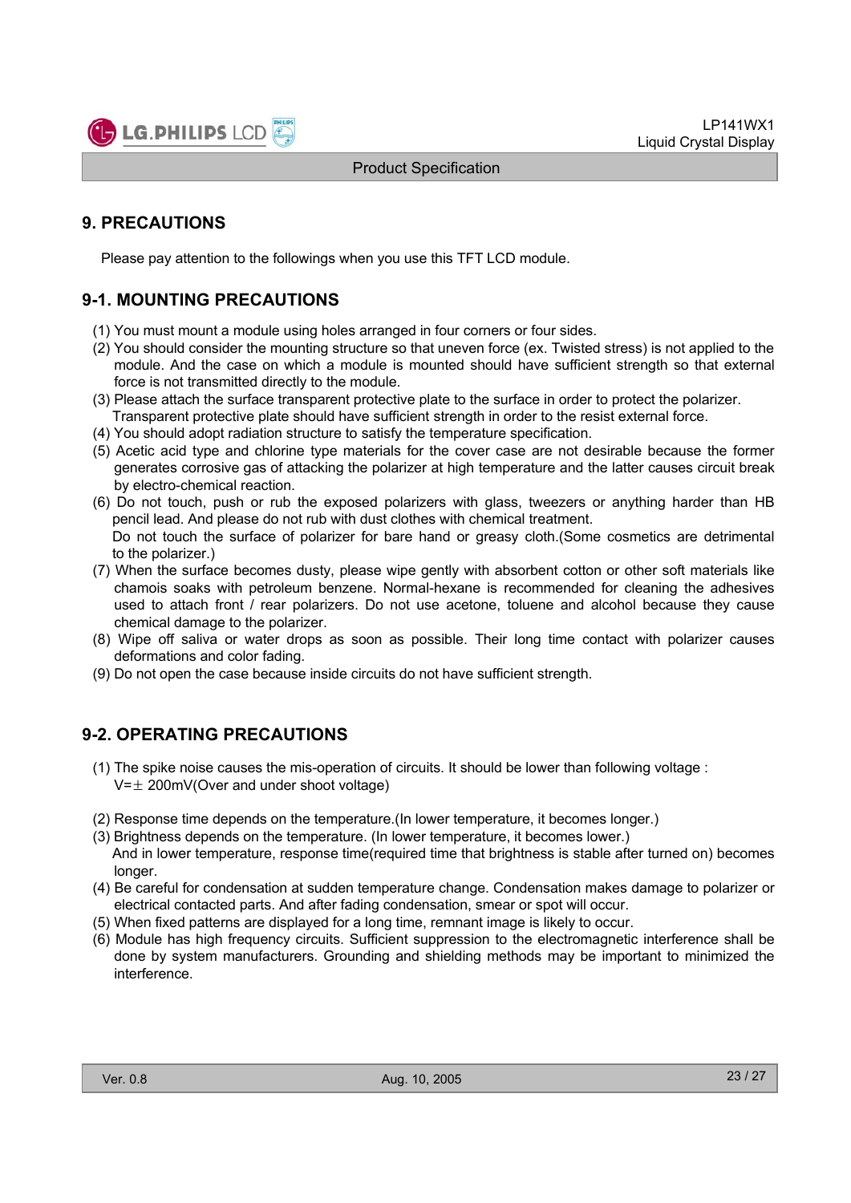## 9. PRECAUTIONS

Please pay attention to the followings when you use this TFT LCD module.

### 9-1. MOUNTING PRECAUTIONS

(1) You must mount a module using holes arranged in four corners or four sides.
(2) You should consider the mounting structure so that uneven force (ex. Twisted stress) is not applied to the module. And the case on which a module is mounted should have sufficient strength so that external force is not transmitted directly to the module.
(3) Please attach the surface transparent protective plate to the surface in order to protect the polarizer. Transparent protective plate should have sufficient strength in order to the resist external force.
(4) You should adopt radiation structure to satisfy the temperature specification.
(5) Acetic acid type and chlorine type materials for the cover case are not desirable because the former generates corrosive gas of attacking the polarizer at high temperature and the latter causes circuit break by electro-chemical reaction.
(6) Do not touch, push or rub the exposed polarizers with glass, tweezers or anything harder than HB pencil lead. And please do not rub with dust clothes with chemical treatment. Do not touch the surface of polarizer for bare hand or greasy cloth.(Some cosmetics are detrimental to the polarizer.)
(7) When the surface becomes dusty, please wipe gently with absorbent cotton or other soft materials like chamois soaks with petroleum benzene. Normal-hexane is recommended for cleaning the adhesives used to attach front / rear polarizers. Do not use acetone, toluene and alcohol because they cause chemical damage to the polarizer.
(8) Wipe off saliva or water drops as soon as possible. Their long time contact with polarizer causes deformations and color fading.
(9) Do not open the case because inside circuits do not have sufficient strength.

### 9-2. OPERATING PRECAUTIONS

(1) The spike noise causes the mis-operation of circuits. It should be lower than following voltage : V=± 200mV(Over and under shoot voltage)

(2) Response time depends on the temperature.(In lower temperature, it becomes longer.)
(3) Brightness depends on the temperature. (In lower temperature, it becomes lower.) And in lower temperature, response time(required time that brightness is stable after turned on) becomes longer.
(4) Be careful for condensation at sudden temperature change. Condensation makes damage to polarizer or electrical contacted parts. And after fading condensation, smear or spot will occur.
(5) When fixed patterns are displayed for a long time, remnant image is likely to occur.
(6) Module has high frequency circuits. Sufficient suppression to the electromagnetic interference shall be done by system manufacturers. Grounding and shielding methods may be important to minimized the interference.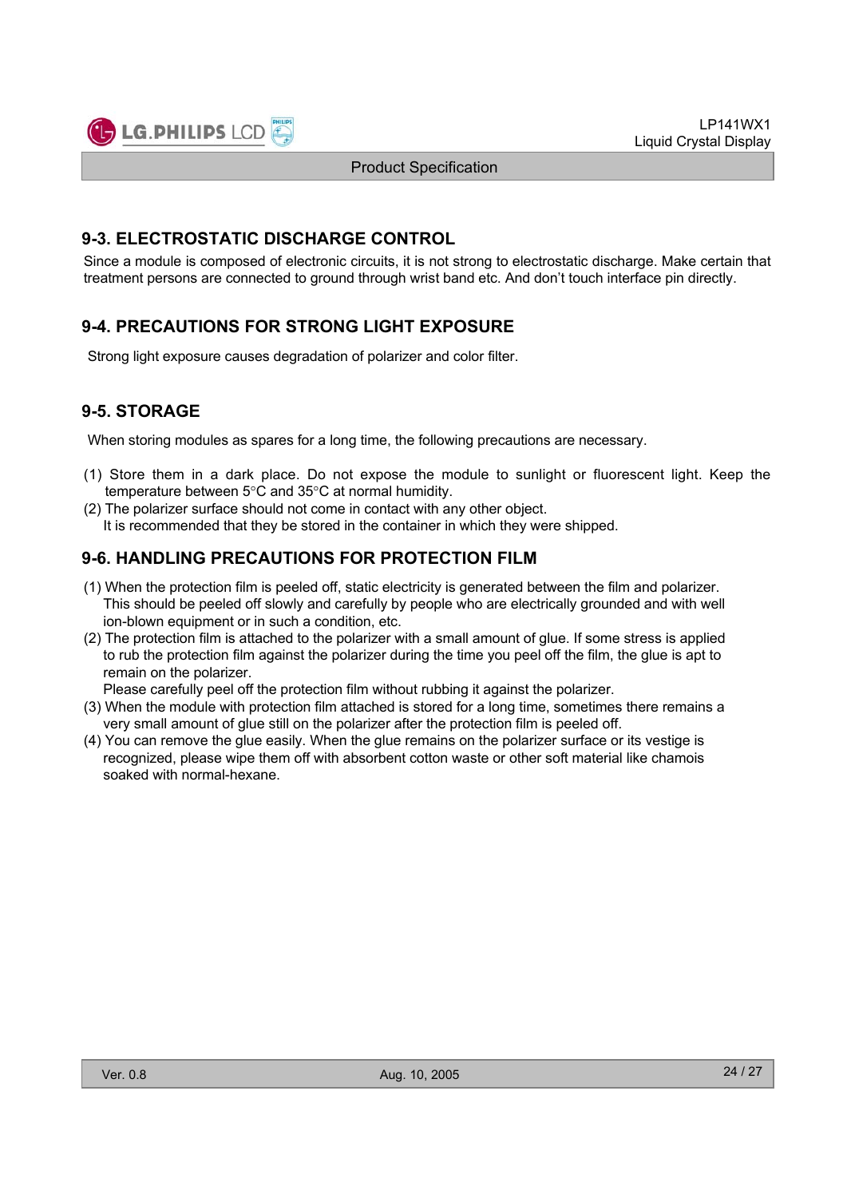## 9-3. ELECTROSTATIC DISCHARGE CONTROL

Since a module is composed of electronic circuits, it is not strong to electrostatic discharge. Make certain that treatment persons are connected to ground through wrist band etc. And don't touch interface pin directly.

## 9-4. PRECAUTIONS FOR STRONG LIGHT EXPOSURE

Strong light exposure causes degradation of polarizer and color filter.

## 9-5. STORAGE

When storing modules as spares for a long time, the following precautions are necessary.

(1) Store them in a dark place. Do not expose the module to sunlight or fluorescent light. Keep the temperature between 5°C and 35°C at normal humidity.

(2) The polarizer surface should not come in contact with any other object.
It is recommended that they be stored in the container in which they were shipped.

## 9-6. HANDLING PRECAUTIONS FOR PROTECTION FILM

(1) When the protection film is peeled off, static electricity is generated between the film and polarizer. This should be peeled off slowly and carefully by people who are electrically grounded and with well ion-blown equipment or in such a condition, etc.

(2) The protection film is attached to the polarizer with a small amount of glue. If some stress is applied to rub the protection film against the polarizer during the time you peel off the film, the glue is apt to remain on the polarizer.
Please carefully peel off the protection film without rubbing it against the polarizer.

(3) When the module with protection film attached is stored for a long time, sometimes there remains a very small amount of glue still on the polarizer after the protection film is peeled off.

(4) You can remove the glue easily. When the glue remains on the polarizer surface or its vestige is recognized, please wipe them off with absorbent cotton waste or other soft material like chamois soaked with normal-hexane.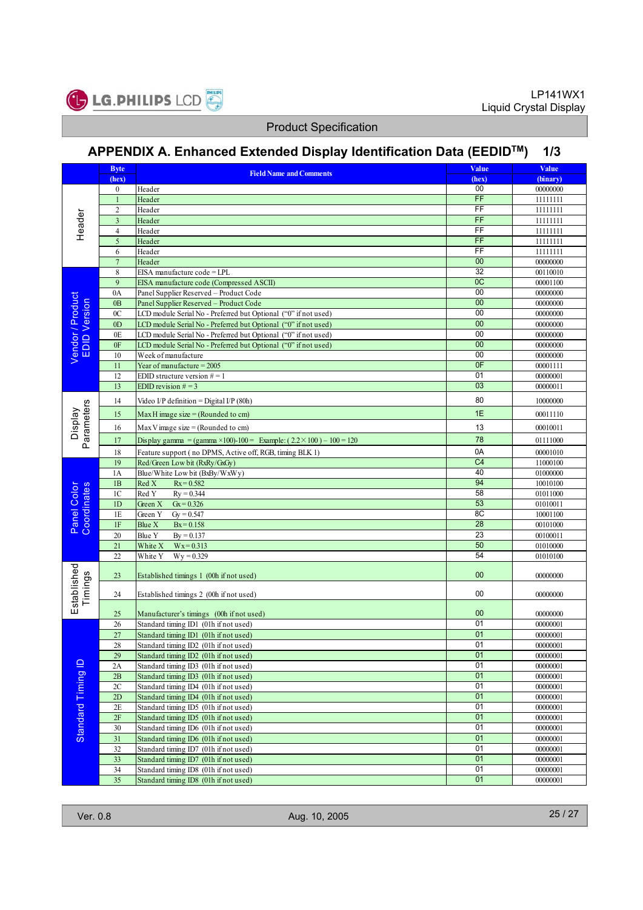## APPENDIX A. Enhanced Extended Display Identification Data (EEDID™) 1/3

| | Byte (hex) | Field Name and Comments | Value (hex) | Value (binary) |
|---|---|---|---|---|
| Header | 0 | Header | 00 | 00000000 |
| | 1 | Header | FF | 11111111 |
| | 2 | Header | FF | 11111111 |
| | 3 | Header | FF | 11111111 |
| | 4 | Header | FF | 11111111 |
| | 5 | Header | FF | 11111111 |
| | 6 | Header | FF | 11111111 |
| | 7 | Header | 00 | 00000000 |
| Vendor / Product EDID Version | 8 | EISA manufacture code = LPL | 32 | 00110010 |
| | 9 | EISA manufacture code (Compressed ASCII) | 0C | 00001100 |
| | 0A | Panel Supplier Reserved – Product Code | 00 | 00000000 |
| | 0B | Panel Supplier Reserved – Product Code | 00 | 00000000 |
| | 0C | LCD module Serial No - Preferred but Optional ("0" if not used) | 00 | 00000000 |
| | 0D | LCD module Serial No - Preferred but Optional ("0" if not used) | 00 | 00000000 |
| | 0E | LCD module Serial No - Preferred but Optional ("0" if not used) | 00 | 00000000 |
| | 0F | LCD module Serial No - Preferred but Optional ("0" if not used) | 00 | 00000000 |
| | 10 | Week of manufacture | 00 | 00000000 |
| | 11 | Year of manufacture = 2005 | 0F | 00001111 |
| | 12 | EDID structure version # = 1 | 01 | 00000001 |
| | 13 | EDID revision # = 3 | 03 | 00000011 |
| Display Parameters | 14 | Video I/P definition = Digital I/P (80h) | 80 | 10000000 |
| | 15 | Max H image size = (Rounded to cm) | 1E | 00011110 |
| | 16 | Max V image size = (Rounded to cm) | 13 | 00010011 |
| | 17 | Display gamma = (gamma ×100)-100 = Example: ( 2.2 × 100 ) – 100 = 120 | 78 | 01111000 |
| | 18 | Feature support ( no DPMS, Active off, RGB, timing BLK 1) | 0A | 00001010 |
| Panel Color Coordinates | 19 | Red/Green Low bit (RxRy/GxGy) | C4 | 11000100 |
| | 1A | Blue/White Low bit (BxBy/WxWy) | 40 | 01000000 |
| | 1B | Red X Rx = 0.582 | 94 | 10010100 |
| | 1C | Red Y Ry = 0.344 | 58 | 01011000 |
| | 1D | Green X Gx = 0.326 | 53 | 01010011 |
| | 1E | Green Y Gy = 0.547 | 8C | 10001100 |
| | 1F | Blue X Bx = 0.158 | 28 | 00101000 |
| | 20 | Blue Y By = 0.137 | 23 | 00100011 |
| | 21 | White X Wx = 0.313 | 50 | 01010000 |
| | 22 | White Y Wy = 0.329 | 54 | 01010100 |
| Established Timings | 23 | Established timings 1 (00h if not used) | 00 | 00000000 |
| | 24 | Established timings 2 (00h if not used) | 00 | 00000000 |
| | 25 | Manufacturer's timings (00h if not used) | 00 | 00000000 |
| Standard Timing ID | 26 | Standard timing ID1 (01h if not used) | 01 | 00000001 |
| | 27 | Standard timing ID1 (01h if not used) | 01 | 00000001 |
| | 28 | Standard timing ID2 (01h if not used) | 01 | 00000001 |
| | 29 | Standard timing ID2 (01h if not used) | 01 | 00000001 |
| | 2A | Standard timing ID3 (01h if not used) | 01 | 00000001 |
| | 2B | Standard timing ID3 (01h if not used) | 01 | 00000001 |
| | 2C | Standard timing ID4 (01h if not used) | 01 | 00000001 |
| | 2D | Standard timing ID4 (01h if not used) | 01 | 00000001 |
| | 2E | Standard timing ID5 (01h if not used) | 01 | 00000001 |
| | 2F | Standard timing ID5 (01h if not used) | 01 | 00000001 |
| | 30 | Standard timing ID6 (01h if not used) | 01 | 00000001 |
| | 31 | Standard timing ID6 (01h if not used) | 01 | 00000001 |
| | 32 | Standard timing ID7 (01h if not used) | 01 | 00000001 |
| | 33 | Standard timing ID7 (01h if not used) | 01 | 00000001 |
| | 34 | Standard timing ID8 (01h if not used) | 01 | 00000001 |
| | 35 | Standard timing ID8 (01h if not used) | 01 | 00000001 |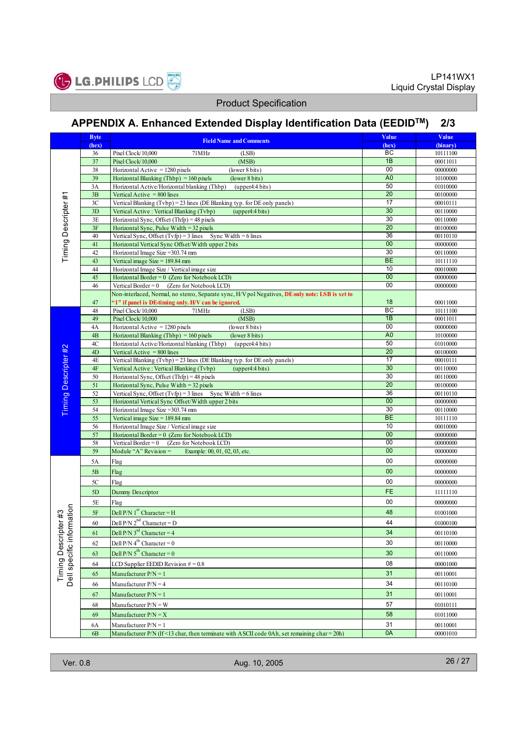LP141WX1
Liquid Crystal Display

Product Specification

## APPENDIX A. Enhanced Extended Display Identification Data (EEDID$^{TM}$) 2/3

| | Byte (hex) | Field Name and Comments | Value (hex) | Value (binary) |
|---|---|---|---|---|
| Timing Descripter #1 | 36 | Pixel Clock/10,000 71MHz (LSB) | BC | 10111100 |
| | 37 | Pixel Clock/10,000 (MSB) | 1B | 00011011 |
| | 38 | Horizontal Active = 1280 pixels (lower 8 bits) | 00 | 00000000 |
| | 39 | Horizontal Blanking (Thbp) = 160 pixels (lower 8 bits) | A0 | 10100000 |
| | 3A | Horizontal Active/Horizontal blanking (Thbp) (upper4:4 bits) | 50 | 01010000 |
| | 3B | Vertical Active = 800 lines | 20 | 00100000 |
| | 3C | Vertical Blanking (Tvbp) = 23 lines (DE Blanking typ. for DE only panels) | 17 | 00010111 |
| | 3D | Vertical Active : Vertical Blanking (Tvbp) (upper4:4 bits) | 30 | 00110000 |
| | 3E | Horizontal Sync, Offset (Thfp) = 48 pixels | 30 | 00110000 |
| | 3F | Horizontal Sync, Pulse Width = 32 pixels | 20 | 00100000 |
| | 40 | Vertical Sync, Offset (Tvfp) = 3 lines Sync Width = 6 lines | 36 | 00110110 |
| | 41 | Horizontal Vertical Sync Offset/Width upper 2 bits | 00 | 00000000 |
| | 42 | Horizontal Image Size =303.74 mm | 30 | 00110000 |
| | 43 | Vertical image Size = 189.84 mm | BE | 10111110 |
| | 44 | Horizontal Image Size / Vertical image size | 10 | 00010000 |
| | 45 | Horizontal Border = 0 (Zero for Notebook LCD) | 00 | 00000000 |
| | 46 | Vertical Border = 0 (Zero for Notebook LCD) | 00 | 00000000 |
| | 47 | Non-interlaced, Normal, no stereo, Separate sync, H/V pol Negatives, **DE only note: LSB is set to "1" if panel is DE-timing only. H/V can be ignored.** | 18 | 00011000 |
| Timing Descripter #2 | 48 | Pixel Clock/10,000 71MHz (LSB) | BC | 10111100 |
| | 49 | Pixel Clock/10,000 (MSB) | 1B | 00011011 |
| | 4A | Horizontal Active = 1280 pixels (lower 8 bits) | 00 | 00000000 |
| | 4B | Horizontal Blanking (Thbp) = 160 pixels (lower 8 bits) | A0 | 10100000 |
| | 4C | Horizontal Active/Horizontal blanking (Thbp) (upper4:4 bits) | 50 | 01010000 |
| | 4D | Vertical Active = 800 lines | 20 | 00100000 |
| | 4E | Vertical Blanking (Tvbp) = 23 lines (DE Blanking typ. for DE only panels) | 17 | 00010111 |
| | 4F | Vertical Active : Vertical Blanking (Tvbp) (upper4:4 bits) | 30 | 00110000 |
| | 50 | Horizontal Sync, Offset (Thfp) = 48 pixels | 30 | 00110000 |
| | 51 | Horizontal Sync, Pulse Width = 32 pixels | 20 | 00100000 |
| | 52 | Vertical Sync, Offset (Tvfp) = 3 lines Sync Width = 6 lines | 36 | 00110110 |
| | 53 | Horizontal Vertical Sync Offset/Width upper 2 bits | 00 | 00000000 |
| | 54 | Horizontal Image Size =303.74 mm | 30 | 00110000 |
| | 55 | Vertical image Size = 189.84 mm | BE | 10111110 |
| | 56 | Horizontal Image Size / Vertical image size | 10 | 00010000 |
| | 57 | Horizontal Border = 0 (Zero for Notebook LCD) | 00 | 00000000 |
| | 58 | Vertical Border = 0 (Zero for Notebook LCD) | 00 | 00000000 |
| | 59 | Module "A" Revision = Example: 00, 01, 02, 03, etc. | 00 | 00000000 |
| Timing Descripter #3 Dell specific information | 5A | Flag | 00 | 00000000 |
| | 5B | Flag | 00 | 00000000 |
| | 5C | Flag | 00 | 00000000 |
| | 5D | Dummy Descriptor | FE | 11111110 |
| | 5E | Flag | 00 | 00000000 |
| | 5F | Dell P/N 1st Character = H | 48 | 01001000 |
| | 60 | Dell P/N 2nd Character = D | 44 | 01000100 |
| | 61 | Dell P/N 3rd Character = 4 | 34 | 00110100 |
| | 62 | Dell P/N 4th Character = 0 | 30 | 00110000 |
| | 63 | Dell P/N 5th Character = 0 | 30 | 00110000 |
| | 64 | LCD Supplier EEDID Revision # = 0.8 | 08 | 00001000 |
| | 65 | Manufacturer P/N = 1 | 31 | 00110001 |
| | 66 | Manufacturer P/N = 4 | 34 | 00110100 |
| | 67 | Manufacturer P/N = 1 | 31 | 00110001 |
| | 68 | Manufacturer P/N = W | 57 | 01010111 |
| | 69 | Manufacturer P/N = X | 58 | 01011000 |
| | 6A | Manufacturer P/N = 1 | 31 | 00110001 |
| | 6B | Manufacturer P/N (If <13 char, then terminate with ASCII code 0Ah, set remaining char = 20h) | 0A | 00001010 |

Ver. 0.8 Aug. 10, 2005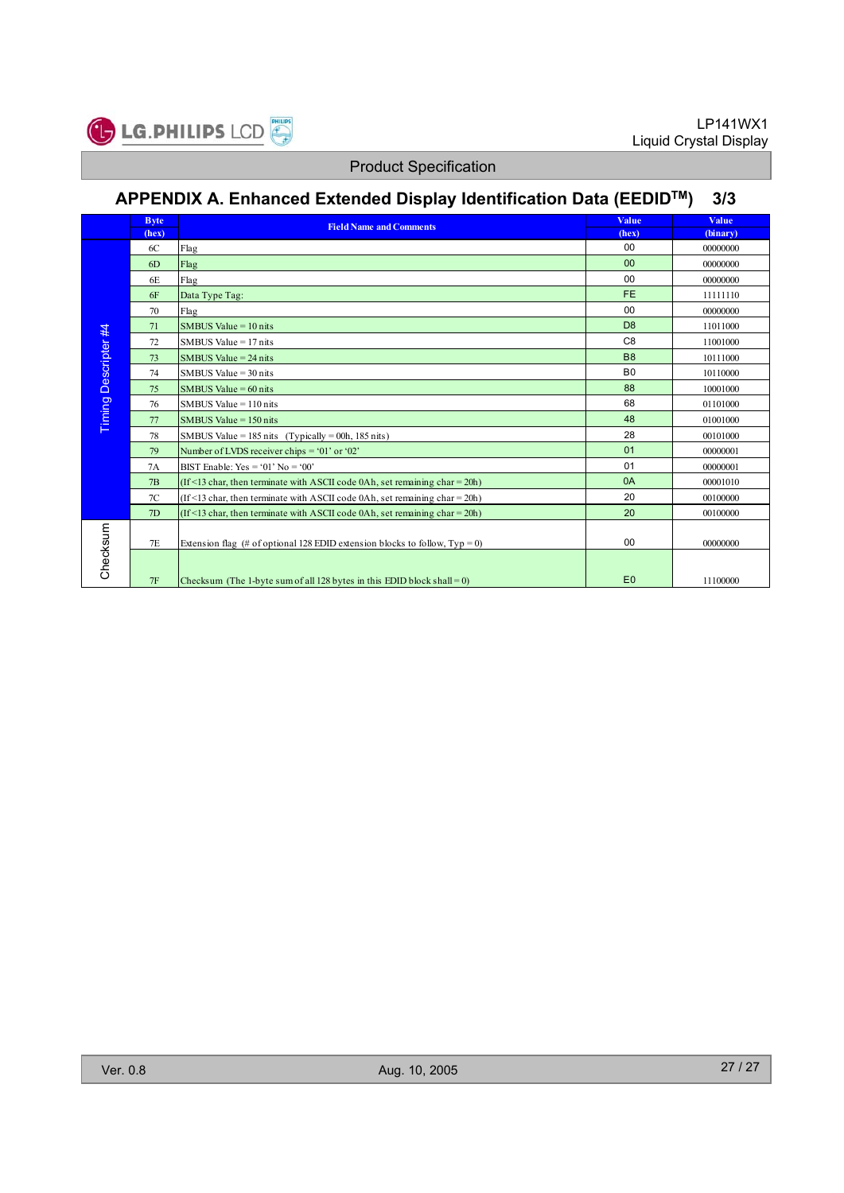## APPENDIX A. Enhanced Extended Display Identification Data (EEDIDTM) 3/3

| | Byte (hex) | Field Name and Comments | Value (hex) | Value (binary) |
|---|---|---|---|---|
| Timing Descripter #4 | 6C | Flag | 00 | 00000000 |
| | 6D | Flag | 00 | 00000000 |
| | 6E | Flag | 00 | 00000000 |
| | 6F | Data Type Tag: | FE | 11111110 |
| | 70 | Flag | 00 | 00000000 |
| | 71 | SMBUS Value = 10 nits | D8 | 11011000 |
| | 72 | SMBUS Value = 17 nits | C8 | 11001000 |
| | 73 | SMBUS Value = 24 nits | B8 | 10111000 |
| | 74 | SMBUS Value = 30 nits | B0 | 10110000 |
| | 75 | SMBUS Value = 60 nits | 88 | 10001000 |
| | 76 | SMBUS Value = 110 nits | 68 | 01101000 |
| | 77 | SMBUS Value = 150 nits | 48 | 01001000 |
| | 78 | SMBUS Value = 185 nits (Typically = 00h, 185 nits) | 28 | 00101000 |
| | 79 | Number of LVDS receiver chips = '01' or '02' | 01 | 00000001 |
| | 7A | BIST Enable: Yes = '01' No = '00' | 01 | 00000001 |
| | 7B | (If <13 char, then terminate with ASCII code 0Ah, set remaining char = 20h) | 0A | 00001010 |
| | 7C | (If <13 char, then terminate with ASCII code 0Ah, set remaining char = 20h) | 20 | 00100000 |
| | 7D | (If <13 char, then terminate with ASCII code 0Ah, set remaining char = 20h) | 20 | 00100000 |
| Checksum | 7E | Extension flag (# of optional 128 EDID extension blocks to follow, Typ = 0) | 00 | 00000000 |
| | 7F | Checksum (The 1-byte sum of all 128 bytes in this EDID block shall = 0) | E0 | 11100000 |